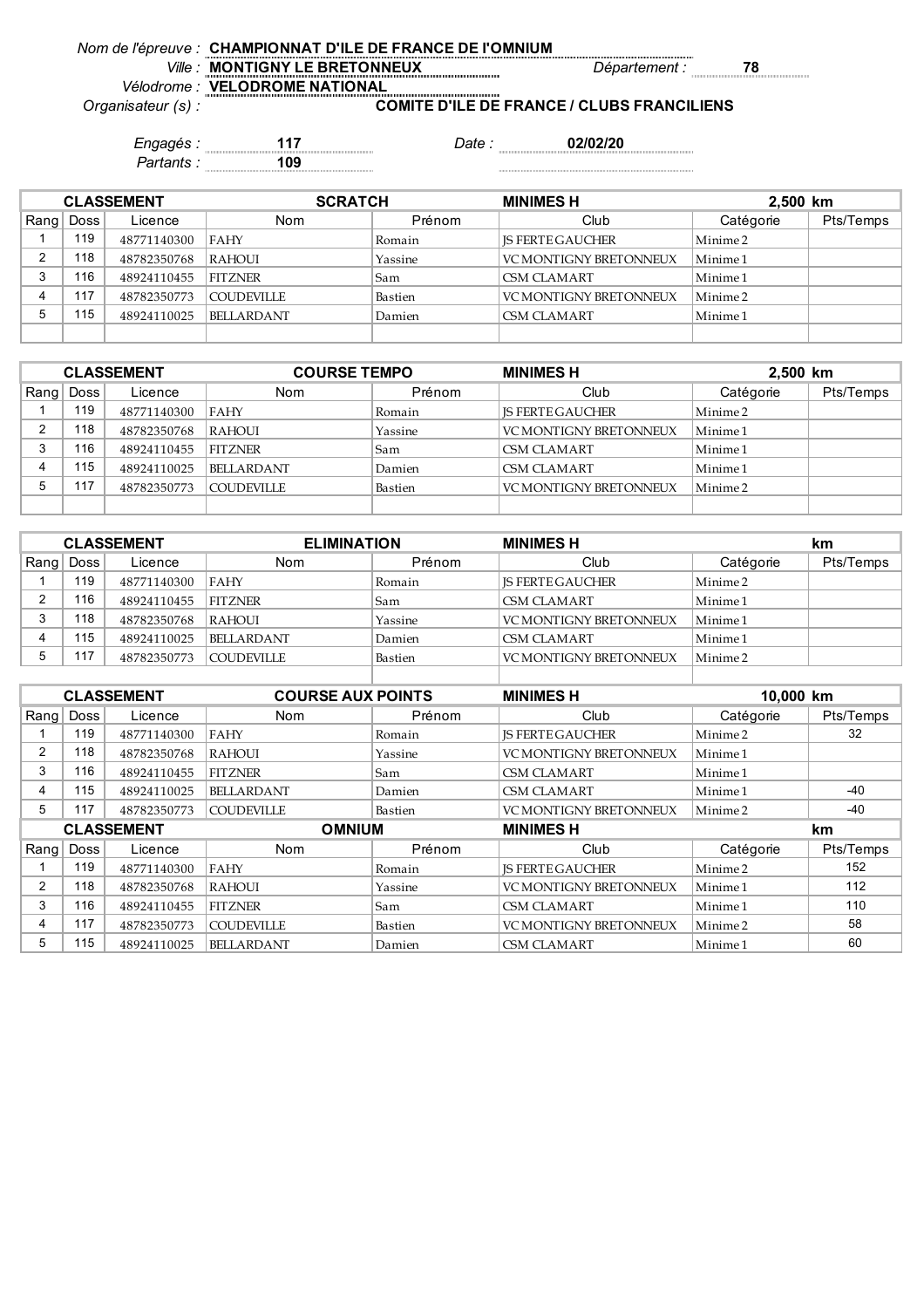*Nom de l'épreuve :* **CHAMPIONNAT D'ILE DE FRANCE DE l'OMNIUM**

*Ville :* **MONTIGNY LE BRETONNEUX** *Département :* **78**

*Vélodrome :* **VELODROME NATIONAL**

*Organisateur (s) :* **COMITE D'ILE DE FRANCE / CLUBS FRANCILIENS**

*Engagés :* **117** *Date :* **02/02/20**

*Partants :* **109**

| CLASSEMENT | | SCRATCH | | MINIMES H | | 2,500 km | |
|---|---|---|---|---|---|---|---|
| Rang | Doss | Licence | Nom | Prénom | Club | Catégorie | Pts/Temps |
| 1 | 119 | 48771140300 | FAHY | Romain | JS FERTE GAUCHER | Minime 2 | |
| 2 | 118 | 48782350768 | RAHOUI | Yassine | VC MONTIGNY BRETONNEUX | Minime 1 | |
| 3 | 116 | 48924110455 | FITZNER | Sam | CSM CLAMART | Minime 1 | |
| 4 | 117 | 48782350773 | COUDEVILLE | Bastien | VC MONTIGNY BRETONNEUX | Minime 2 | |
| 5 | 115 | 48924110025 | BELLARDANT | Damien | CSM CLAMART | Minime 1 | |

| CLASSEMENT | | COURSE TEMPO | | MINIMES H | | 2,500 km | |
|---|---|---|---|---|---|---|---|
| Rang | Doss | Licence | Nom | Prénom | Club | Catégorie | Pts/Temps |
| 1 | 119 | 48771140300 | FAHY | Romain | JS FERTE GAUCHER | Minime 2 | |
| 2 | 118 | 48782350768 | RAHOUI | Yassine | VC MONTIGNY BRETONNEUX | Minime 1 | |
| 3 | 116 | 48924110455 | FITZNER | Sam | CSM CLAMART | Minime 1 | |
| 4 | 115 | 48924110025 | BELLARDANT | Damien | CSM CLAMART | Minime 1 | |
| 5 | 117 | 48782350773 | COUDEVILLE | Bastien | VC MONTIGNY BRETONNEUX | Minime 2 | |

| CLASSEMENT | | ELIMINATION | | MINIMES H | | km | |
|---|---|---|---|---|---|---|---|
| Rang | Doss | Licence | Nom | Prénom | Club | Catégorie | Pts/Temps |
| 1 | 119 | 48771140300 | FAHY | Romain | JS FERTE GAUCHER | Minime 2 | |
| 2 | 116 | 48924110455 | FITZNER | Sam | CSM CLAMART | Minime 1 | |
| 3 | 118 | 48782350768 | RAHOUI | Yassine | VC MONTIGNY BRETONNEUX | Minime 1 | |
| 4 | 115 | 48924110025 | BELLARDANT | Damien | CSM CLAMART | Minime 1 | |
| 5 | 117 | 48782350773 | COUDEVILLE | Bastien | VC MONTIGNY BRETONNEUX | Minime 2 | |

| CLASSEMENT | | COURSE AUX POINTS | | MINIMES H | | 10,000 km | |
|---|---|---|---|---|---|---|---|
| Rang | Doss | Licence | Nom | Prénom | Club | Catégorie | Pts/Temps |
| 1 | 119 | 48771140300 | FAHY | Romain | JS FERTE GAUCHER | Minime 2 | 32 |
| 2 | 118 | 48782350768 | RAHOUI | Yassine | VC MONTIGNY BRETONNEUX | Minime 1 | |
| 3 | 116 | 48924110455 | FITZNER | Sam | CSM CLAMART | Minime 1 | |
| 4 | 115 | 48924110025 | BELLARDANT | Damien | CSM CLAMART | Minime 1 | -40 |
| 5 | 117 | 48782350773 | COUDEVILLE | Bastien | VC MONTIGNY BRETONNEUX | Minime 2 | -40 |

| CLASSEMENT | | OMNIUM | | MINIMES H | | km | |
|---|---|---|---|---|---|---|---|
| Rang | Doss | Licence | Nom | Prénom | Club | Catégorie | Pts/Temps |
| 1 | 119 | 48771140300 | FAHY | Romain | JS FERTE GAUCHER | Minime 2 | 152 |
| 2 | 118 | 48782350768 | RAHOUI | Yassine | VC MONTIGNY BRETONNEUX | Minime 1 | 112 |
| 3 | 116 | 48924110455 | FITZNER | Sam | CSM CLAMART | Minime 1 | 110 |
| 4 | 117 | 48782350773 | COUDEVILLE | Bastien | VC MONTIGNY BRETONNEUX | Minime 2 | 58 |
| 5 | 115 | 48924110025 | BELLARDANT | Damien | CSM CLAMART | Minime 1 | 60 |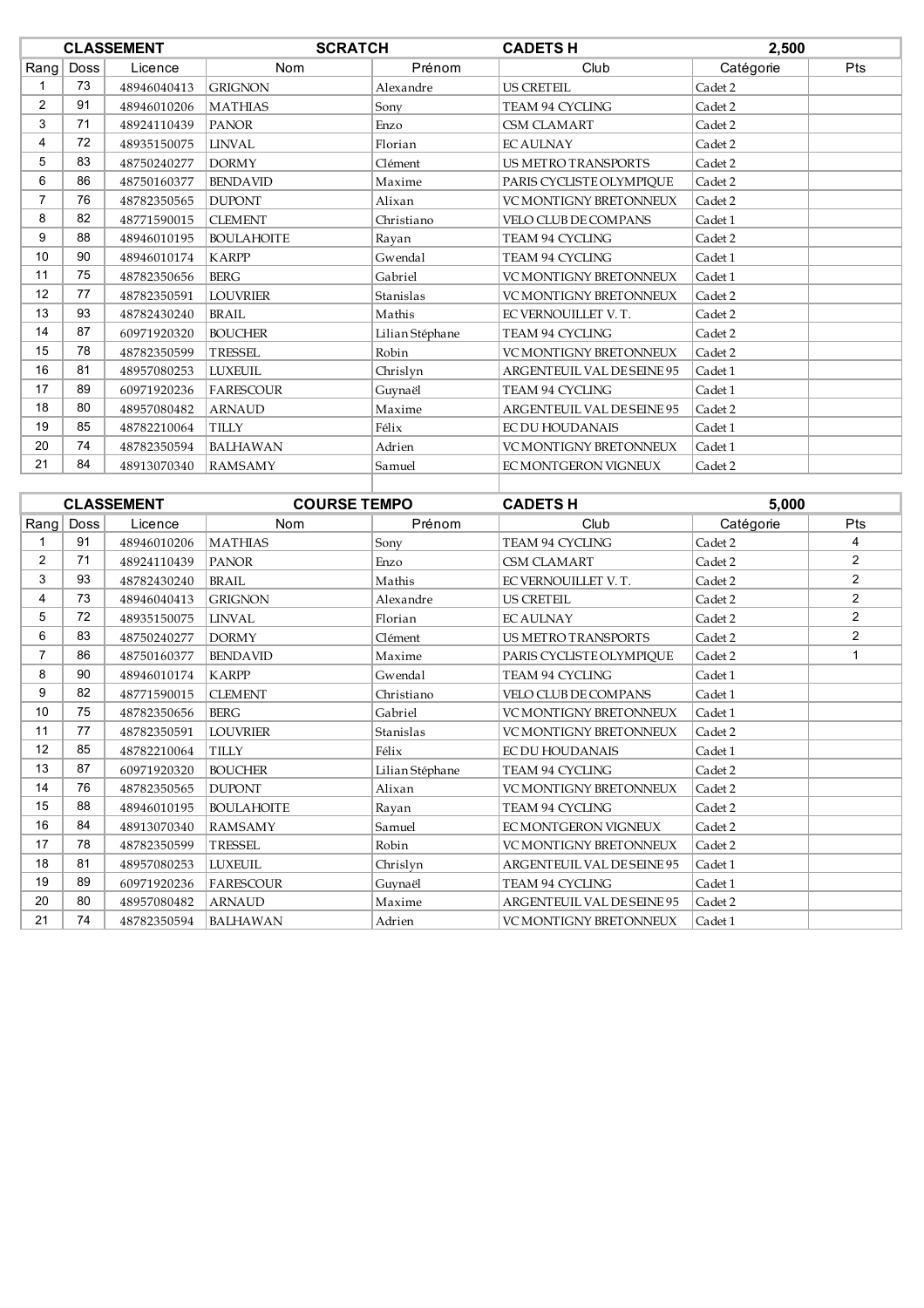| CLASSEMENT | | | SCRATCH | | CADETS H | 2,500 | |
|---|---|---|---|---|---|---|---|
| Rang | Doss | Licence | Nom | Prénom | Club | Catégorie | Pts |
| 1 | 73 | 48946040413 | GRIGNON | Alexandre | US CRETEIL | Cadet 2 | |
| 2 | 91 | 48946010206 | MATHIAS | Sony | TEAM 94 CYCLING | Cadet 2 | |
| 3 | 71 | 48924110439 | PANOR | Enzo | CSM CLAMART | Cadet 2 | |
| 4 | 72 | 48935150075 | LINVAL | Florian | EC AULNAY | Cadet 2 | |
| 5 | 83 | 48750240277 | DORMY | Clément | US METRO TRANSPORTS | Cadet 2 | |
| 6 | 86 | 48750160377 | BENDAVID | Maxime | PARIS CYCLISTE OLYMPIQUE | Cadet 2 | |
| 7 | 76 | 48782350565 | DUPONT | Alixan | VC MONTIGNY BRETONNEUX | Cadet 2 | |
| 8 | 82 | 48771590015 | CLEMENT | Christiano | VELO CLUB DE COMPANS | Cadet 1 | |
| 9 | 88 | 48946010195 | BOULAHOITE | Rayan | TEAM 94 CYCLING | Cadet 2 | |
| 10 | 90 | 48946010174 | KARPP | Gwendal | TEAM 94 CYCLING | Cadet 1 | |
| 11 | 75 | 48782350656 | BERG | Gabriel | VC MONTIGNY BRETONNEUX | Cadet 1 | |
| 12 | 77 | 48782350591 | LOUVRIER | Stanislas | VC MONTIGNY BRETONNEUX | Cadet 2 | |
| 13 | 93 | 48782430240 | BRAIL | Mathis | EC VERNOUILLET V. T. | Cadet 2 | |
| 14 | 87 | 60971920320 | BOUCHER | Lilian Stéphane | TEAM 94 CYCLING | Cadet 2 | |
| 15 | 78 | 48782350599 | TRESSEL | Robin | VC MONTIGNY BRETONNEUX | Cadet 2 | |
| 16 | 81 | 48957080253 | LUXEUIL | Chrislyn | ARGENTEUIL VAL DE SEINE 95 | Cadet 1 | |
| 17 | 89 | 60971920236 | FARESCOUR | Guynaël | TEAM 94 CYCLING | Cadet 1 | |
| 18 | 80 | 48957080482 | ARNAUD | Maxime | ARGENTEUIL VAL DE SEINE 95 | Cadet 2 | |
| 19 | 85 | 48782210064 | TILLY | Félix | EC DU HOUDANAIS | Cadet 1 | |
| 20 | 74 | 48782350594 | BALHAWAN | Adrien | VC MONTIGNY BRETONNEUX | Cadet 1 | |
| 21 | 84 | 48913070340 | RAMSAMY | Samuel | EC MONTGERON VIGNEUX | Cadet 2 | |

| CLASSEMENT | | | COURSE TEMPO | | CADETS H | 5,000 | |
|---|---|---|---|---|---|---|---|
| Rang | Doss | Licence | Nom | Prénom | Club | Catégorie | Pts |
| 1 | 91 | 48946010206 | MATHIAS | Sony | TEAM 94 CYCLING | Cadet 2 | 4 |
| 2 | 71 | 48924110439 | PANOR | Enzo | CSM CLAMART | Cadet 2 | 2 |
| 3 | 93 | 48782430240 | BRAIL | Mathis | EC VERNOUILLET V. T. | Cadet 2 | 2 |
| 4 | 73 | 48946040413 | GRIGNON | Alexandre | US CRETEIL | Cadet 2 | 2 |
| 5 | 72 | 48935150075 | LINVAL | Florian | EC AULNAY | Cadet 2 | 2 |
| 6 | 83 | 48750240277 | DORMY | Clément | US METRO TRANSPORTS | Cadet 2 | 2 |
| 7 | 86 | 48750160377 | BENDAVID | Maxime | PARIS CYCLISTE OLYMPIQUE | Cadet 2 | 1 |
| 8 | 90 | 48946010174 | KARPP | Gwendal | TEAM 94 CYCLING | Cadet 1 | |
| 9 | 82 | 48771590015 | CLEMENT | Christiano | VELO CLUB DE COMPANS | Cadet 1 | |
| 10 | 75 | 48782350656 | BERG | Gabriel | VC MONTIGNY BRETONNEUX | Cadet 1 | |
| 11 | 77 | 48782350591 | LOUVRIER | Stanislas | VC MONTIGNY BRETONNEUX | Cadet 2 | |
| 12 | 85 | 48782210064 | TILLY | Félix | EC DU HOUDANAIS | Cadet 1 | |
| 13 | 87 | 60971920320 | BOUCHER | Lilian Stéphane | TEAM 94 CYCLING | Cadet 2 | |
| 14 | 76 | 48782350565 | DUPONT | Alixan | VC MONTIGNY BRETONNEUX | Cadet 2 | |
| 15 | 88 | 48946010195 | BOULAHOITE | Rayan | TEAM 94 CYCLING | Cadet 2 | |
| 16 | 84 | 48913070340 | RAMSAMY | Samuel | EC MONTGERON VIGNEUX | Cadet 2 | |
| 17 | 78 | 48782350599 | TRESSEL | Robin | VC MONTIGNY BRETONNEUX | Cadet 2 | |
| 18 | 81 | 48957080253 | LUXEUIL | Chrislyn | ARGENTEUIL VAL DE SEINE 95 | Cadet 1 | |
| 19 | 89 | 60971920236 | FARESCOUR | Guynaël | TEAM 94 CYCLING | Cadet 1 | |
| 20 | 80 | 48957080482 | ARNAUD | Maxime | ARGENTEUIL VAL DE SEINE 95 | Cadet 2 | |
| 21 | 74 | 48782350594 | BALHAWAN | Adrien | VC MONTIGNY BRETONNEUX | Cadet 1 | |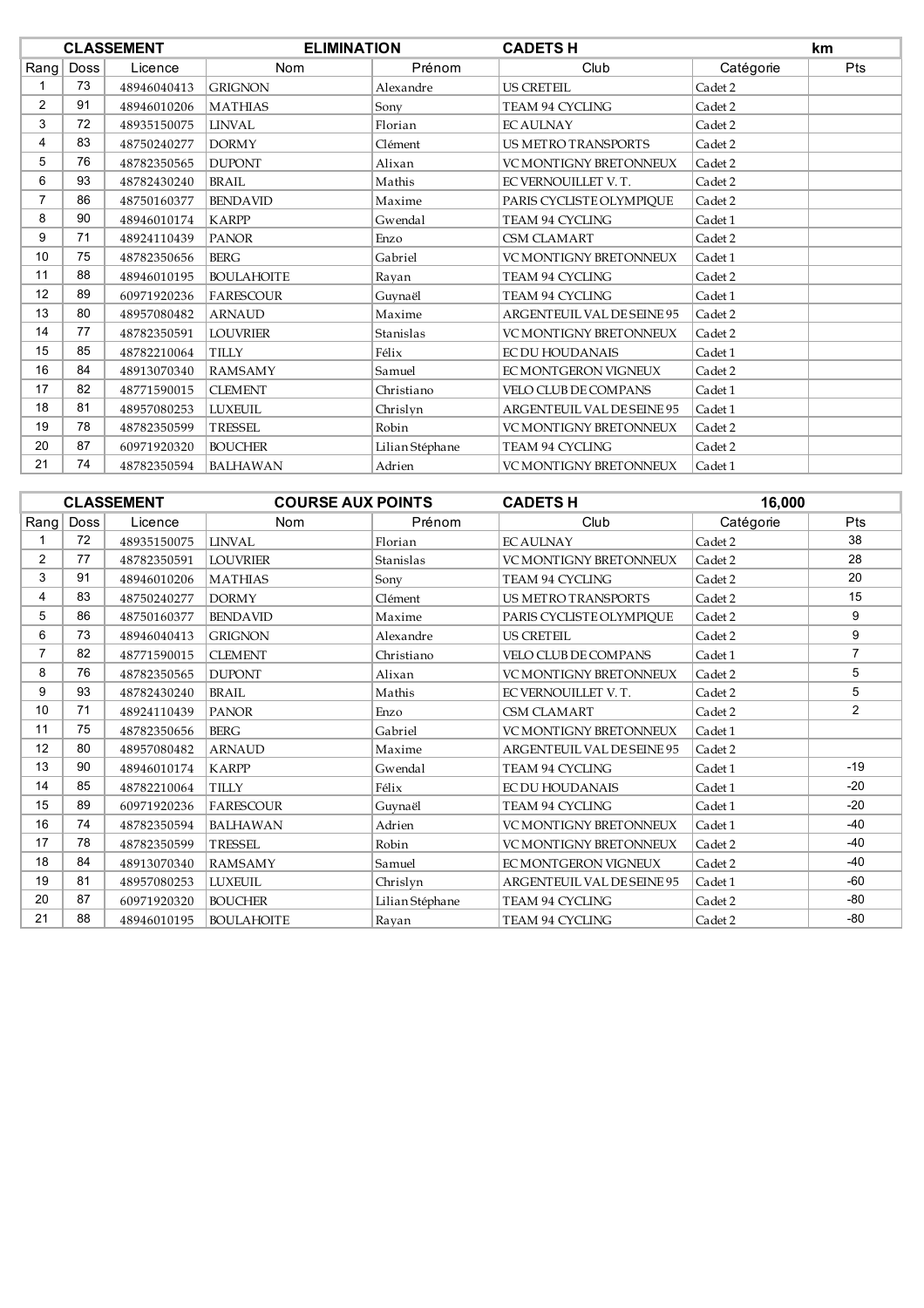| CLASSEMENT | | | ELIMINATION | | CADETS H | | km |
|---|---|---|---|---|---|---|---|
| Rang | Doss | Licence | Nom | Prénom | Club | Catégorie | Pts |
| 1 | 73 | 48946040413 | GRIGNON | Alexandre | US CRETEIL | Cadet 2 | |
| 2 | 91 | 48946010206 | MATHIAS | Sony | TEAM 94 CYCLING | Cadet 2 | |
| 3 | 72 | 48935150075 | LINVAL | Florian | EC AULNAY | Cadet 2 | |
| 4 | 83 | 48750240277 | DORMY | Clément | US METRO TRANSPORTS | Cadet 2 | |
| 5 | 76 | 48782350565 | DUPONT | Alixan | VC MONTIGNY BRETONNEUX | Cadet 2 | |
| 6 | 93 | 48782430240 | BRAIL | Mathis | EC VERNOUILLET V. T. | Cadet 2 | |
| 7 | 86 | 48750160377 | BENDAVID | Maxime | PARIS CYCLISTE OLYMPIQUE | Cadet 2 | |
| 8 | 90 | 48946010174 | KARPP | Gwendal | TEAM 94 CYCLING | Cadet 1 | |
| 9 | 71 | 48924110439 | PANOR | Enzo | CSM CLAMART | Cadet 2 | |
| 10 | 75 | 48782350656 | BERG | Gabriel | VC MONTIGNY BRETONNEUX | Cadet 1 | |
| 11 | 88 | 48946010195 | BOULAHOITE | Rayan | TEAM 94 CYCLING | Cadet 2 | |
| 12 | 89 | 60971920236 | FARESCOUR | Guynaël | TEAM 94 CYCLING | Cadet 1 | |
| 13 | 80 | 48957080482 | ARNAUD | Maxime | ARGENTEUIL VAL DE SEINE 95 | Cadet 2 | |
| 14 | 77 | 48782350591 | LOUVRIER | Stanislas | VC MONTIGNY BRETONNEUX | Cadet 2 | |
| 15 | 85 | 48782210064 | TILLY | Félix | EC DU HOUDANAIS | Cadet 1 | |
| 16 | 84 | 48913070340 | RAMSAMY | Samuel | EC MONTGERON VIGNEUX | Cadet 2 | |
| 17 | 82 | 48771590015 | CLEMENT | Christiano | VELO CLUB DE COMPANS | Cadet 1 | |
| 18 | 81 | 48957080253 | LUXEUIL | Chrislyn | ARGENTEUIL VAL DE SEINE 95 | Cadet 1 | |
| 19 | 78 | 48782350599 | TRESSEL | Robin | VC MONTIGNY BRETONNEUX | Cadet 2 | |
| 20 | 87 | 60971920320 | BOUCHER | Lilian Stéphane | TEAM 94 CYCLING | Cadet 2 | |
| 21 | 74 | 48782350594 | BALHAWAN | Adrien | VC MONTIGNY BRETONNEUX | Cadet 1 | |

| CLASSEMENT | | | COURSE AUX POINTS | | CADETS H | 16,000 | |
|---|---|---|---|---|---|---|---|
| Rang | Doss | Licence | Nom | Prénom | Club | Catégorie | Pts |
| 1 | 72 | 48935150075 | LINVAL | Florian | EC AULNAY | Cadet 2 | 38 |
| 2 | 77 | 48782350591 | LOUVRIER | Stanislas | VC MONTIGNY BRETONNEUX | Cadet 2 | 28 |
| 3 | 91 | 48946010206 | MATHIAS | Sony | TEAM 94 CYCLING | Cadet 2 | 20 |
| 4 | 83 | 48750240277 | DORMY | Clément | US METRO TRANSPORTS | Cadet 2 | 15 |
| 5 | 86 | 48750160377 | BENDAVID | Maxime | PARIS CYCLISTE OLYMPIQUE | Cadet 2 | 9 |
| 6 | 73 | 48946040413 | GRIGNON | Alexandre | US CRETEIL | Cadet 2 | 9 |
| 7 | 82 | 48771590015 | CLEMENT | Christiano | VELO CLUB DE COMPANS | Cadet 1 | 7 |
| 8 | 76 | 48782350565 | DUPONT | Alixan | VC MONTIGNY BRETONNEUX | Cadet 2 | 5 |
| 9 | 93 | 48782430240 | BRAIL | Mathis | EC VERNOUILLET V. T. | Cadet 2 | 5 |
| 10 | 71 | 48924110439 | PANOR | Enzo | CSM CLAMART | Cadet 2 | 2 |
| 11 | 75 | 48782350656 | BERG | Gabriel | VC MONTIGNY BRETONNEUX | Cadet 1 | |
| 12 | 80 | 48957080482 | ARNAUD | Maxime | ARGENTEUIL VAL DE SEINE 95 | Cadet 2 | |
| 13 | 90 | 48946010174 | KARPP | Gwendal | TEAM 94 CYCLING | Cadet 1 | -19 |
| 14 | 85 | 48782210064 | TILLY | Félix | EC DU HOUDANAIS | Cadet 1 | -20 |
| 15 | 89 | 60971920236 | FARESCOUR | Guynaël | TEAM 94 CYCLING | Cadet 1 | -20 |
| 16 | 74 | 48782350594 | BALHAWAN | Adrien | VC MONTIGNY BRETONNEUX | Cadet 1 | -40 |
| 17 | 78 | 48782350599 | TRESSEL | Robin | VC MONTIGNY BRETONNEUX | Cadet 2 | -40 |
| 18 | 84 | 48913070340 | RAMSAMY | Samuel | EC MONTGERON VIGNEUX | Cadet 2 | -40 |
| 19 | 81 | 48957080253 | LUXEUIL | Chrislyn | ARGENTEUIL VAL DE SEINE 95 | Cadet 1 | -60 |
| 20 | 87 | 60971920320 | BOUCHER | Lilian Stéphane | TEAM 94 CYCLING | Cadet 2 | -80 |
| 21 | 88 | 48946010195 | BOULAHOITE | Rayan | TEAM 94 CYCLING | Cadet 2 | -80 |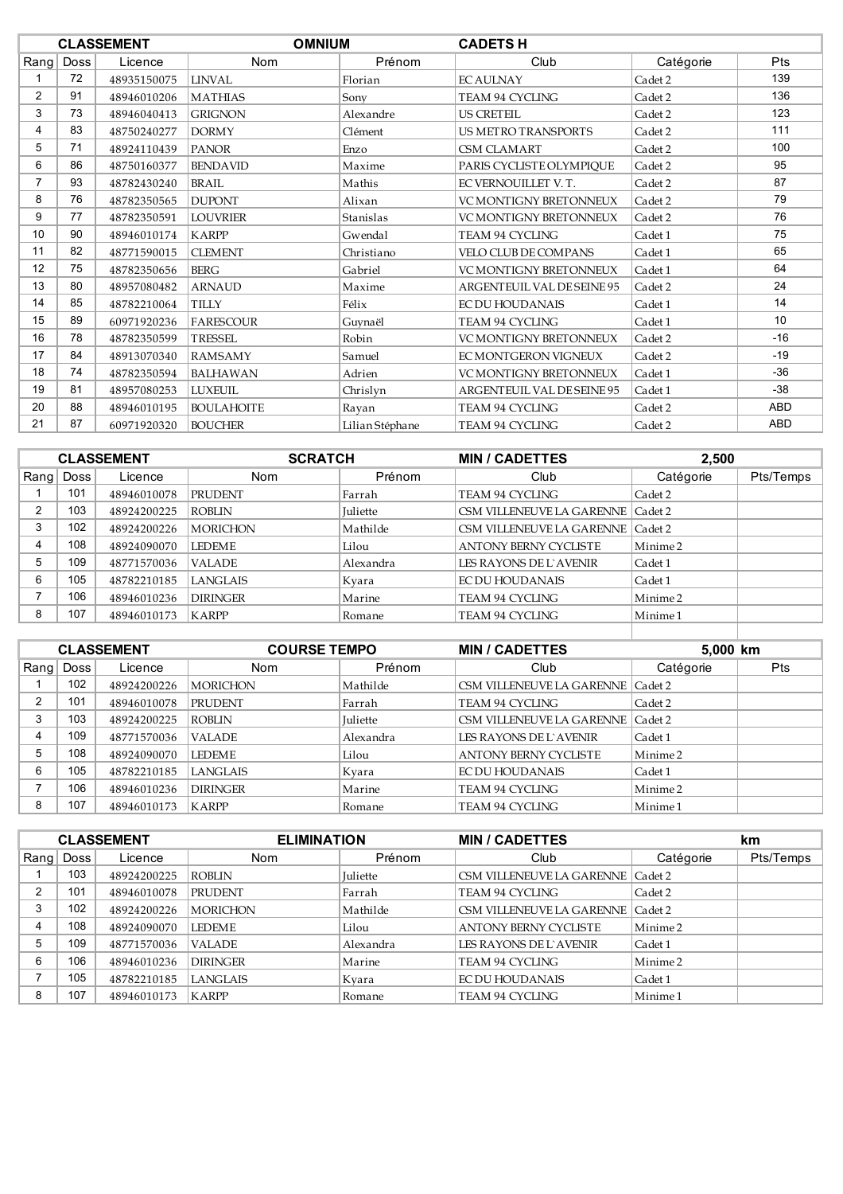| CLASSEMENT | | | OMNIUM | | CADETS H | | |
|---|---|---|---|---|---|---|---|
| Rang | Doss | Licence | Nom | Prénom | Club | Catégorie | Pts |
| 1 | 72 | 48935150075 | LINVAL | Florian | EC AULNAY | Cadet 2 | 139 |
| 2 | 91 | 48946010206 | MATHIAS | Sony | TEAM 94 CYCLING | Cadet 2 | 136 |
| 3 | 73 | 48946040413 | GRIGNON | Alexandre | US CRETEIL | Cadet 2 | 123 |
| 4 | 83 | 48750240277 | DORMY | Clément | US METRO TRANSPORTS | Cadet 2 | 111 |
| 5 | 71 | 48924110439 | PANOR | Enzo | CSM CLAMART | Cadet 2 | 100 |
| 6 | 86 | 48750160377 | BENDAVID | Maxime | PARIS CYCLISTE OLYMPIQUE | Cadet 2 | 95 |
| 7 | 93 | 48782430240 | BRAIL | Mathis | EC VERNOUILLET V. T. | Cadet 2 | 87 |
| 8 | 76 | 48782350565 | DUPONT | Alixan | VC MONTIGNY BRETONNEUX | Cadet 2 | 79 |
| 9 | 77 | 48782350591 | LOUVRIER | Stanislas | VC MONTIGNY BRETONNEUX | Cadet 2 | 76 |
| 10 | 90 | 48946010174 | KARPP | Gwendal | TEAM 94 CYCLING | Cadet 1 | 75 |
| 11 | 82 | 48771590015 | CLEMENT | Christiano | VELO CLUB DE COMPANS | Cadet 1 | 65 |
| 12 | 75 | 48782350656 | BERG | Gabriel | VC MONTIGNY BRETONNEUX | Cadet 1 | 64 |
| 13 | 80 | 48957080482 | ARNAUD | Maxime | ARGENTEUIL VAL DE SEINE 95 | Cadet 2 | 24 |
| 14 | 85 | 48782210064 | TILLY | Félix | EC DU HOUDANAIS | Cadet 1 | 14 |
| 15 | 89 | 60971920236 | FARESCOUR | Guynaël | TEAM 94 CYCLING | Cadet 1 | 10 |
| 16 | 78 | 48782350599 | TRESSEL | Robin | VC MONTIGNY BRETONNEUX | Cadet 2 | -16 |
| 17 | 84 | 48913070340 | RAMSAMY | Samuel | EC MONTGERON VIGNEUX | Cadet 2 | -19 |
| 18 | 74 | 48782350594 | BALHAWAN | Adrien | VC MONTIGNY BRETONNEUX | Cadet 1 | -36 |
| 19 | 81 | 48957080253 | LUXEUIL | Chrislyn | ARGENTEUIL VAL DE SEINE 95 | Cadet 1 | -38 |
| 20 | 88 | 48946010195 | BOULAHOITE | Rayan | TEAM 94 CYCLING | Cadet 2 | ABD |
| 21 | 87 | 60971920320 | BOUCHER | Lilian Stéphane | TEAM 94 CYCLING | Cadet 2 | ABD |

| CLASSEMENT | | | SCRATCH | | MIN / CADETTES | 2,500 | |
|---|---|---|---|---|---|---|---|
| Rang | Doss | Licence | Nom | Prénom | Club | Catégorie | Pts/Temps |
| 1 | 101 | 48946010078 | PRUDENT | Farrah | TEAM 94 CYCLING | Cadet 2 | |
| 2 | 103 | 48924200225 | ROBLIN | Juliette | CSM VILLENEUVE LA GARENNE | Cadet 2 | |
| 3 | 102 | 48924200226 | MORICHON | Mathilde | CSM VILLENEUVE LA GARENNE | Cadet 2 | |
| 4 | 108 | 48924090070 | LEDEME | Lilou | ANTONY BERNY CYCLISTE | Minime 2 | |
| 5 | 109 | 48771570036 | VALADE | Alexandra | LES RAYONS DE L`AVENIR | Cadet 1 | |
| 6 | 105 | 48782210185 | LANGLAIS | Kyara | EC DU HOUDANAIS | Cadet 1 | |
| 7 | 106 | 48946010236 | DIRINGER | Marine | TEAM 94 CYCLING | Minime 2 | |
| 8 | 107 | 48946010173 | KARPP | Romane | TEAM 94 CYCLING | Minime 1 | |

| CLASSEMENT | | | COURSE TEMPO | | MIN / CADETTES | 5,000 km | |
|---|---|---|---|---|---|---|---|
| Rang | Doss | Licence | Nom | Prénom | Club | Catégorie | Pts |
| 1 | 102 | 48924200226 | MORICHON | Mathilde | CSM VILLENEUVE LA GARENNE | Cadet 2 | |
| 2 | 101 | 48946010078 | PRUDENT | Farrah | TEAM 94 CYCLING | Cadet 2 | |
| 3 | 103 | 48924200225 | ROBLIN | Juliette | CSM VILLENEUVE LA GARENNE | Cadet 2 | |
| 4 | 109 | 48771570036 | VALADE | Alexandra | LES RAYONS DE L`AVENIR | Cadet 1 | |
| 5 | 108 | 48924090070 | LEDEME | Lilou | ANTONY BERNY CYCLISTE | Minime 2 | |
| 6 | 105 | 48782210185 | LANGLAIS | Kyara | EC DU HOUDANAIS | Cadet 1 | |
| 7 | 106 | 48946010236 | DIRINGER | Marine | TEAM 94 CYCLING | Minime 2 | |
| 8 | 107 | 48946010173 | KARPP | Romane | TEAM 94 CYCLING | Minime 1 | |

| CLASSEMENT | | | ELIMINATION | | MIN / CADETTES | | km |
|---|---|---|---|---|---|---|---|
| Rang | Doss | Licence | Nom | Prénom | Club | Catégorie | Pts/Temps |
| 1 | 103 | 48924200225 | ROBLIN | Juliette | CSM VILLENEUVE LA GARENNE | Cadet 2 | |
| 2 | 101 | 48946010078 | PRUDENT | Farrah | TEAM 94 CYCLING | Cadet 2 | |
| 3 | 102 | 48924200226 | MORICHON | Mathilde | CSM VILLENEUVE LA GARENNE | Cadet 2 | |
| 4 | 108 | 48924090070 | LEDEME | Lilou | ANTONY BERNY CYCLISTE | Minime 2 | |
| 5 | 109 | 48771570036 | VALADE | Alexandra | LES RAYONS DE L`AVENIR | Cadet 1 | |
| 6 | 106 | 48946010236 | DIRINGER | Marine | TEAM 94 CYCLING | Minime 2 | |
| 7 | 105 | 48782210185 | LANGLAIS | Kyara | EC DU HOUDANAIS | Cadet 1 | |
| 8 | 107 | 48946010173 | KARPP | Romane | TEAM 94 CYCLING | Minime 1 | |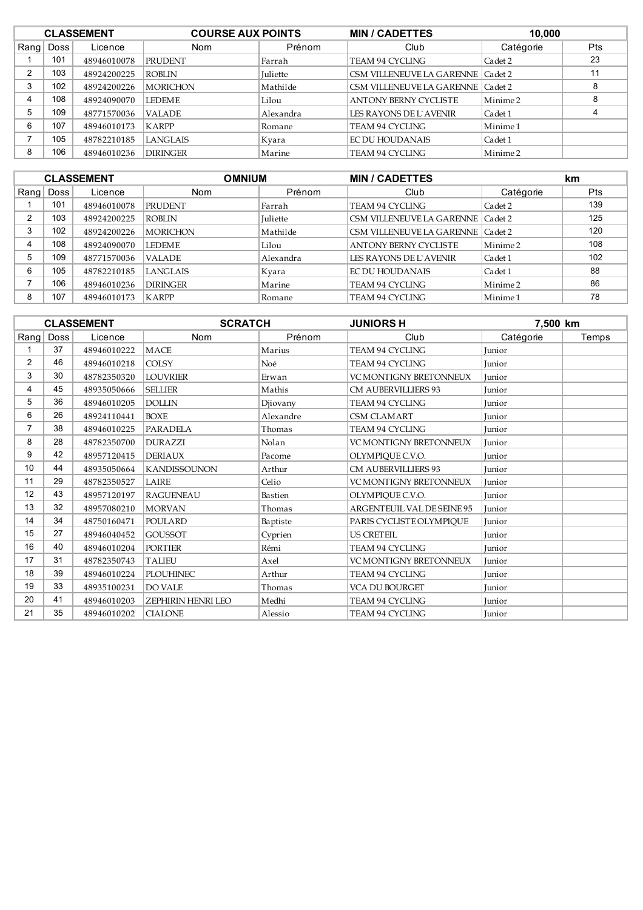| CLASSEMENT | | | COURSE AUX POINTS | | MIN / CADETTES | 10,000 | |
|---|---|---|---|---|---|---|---|
| Rang | Doss | Licence | Nom | Prénom | Club | Catégorie | Pts |
| 1 | 101 | 48946010078 | PRUDENT | Farrah | TEAM 94 CYCLING | Cadet 2 | 23 |
| 2 | 103 | 48924200225 | ROBLIN | Juliette | CSM VILLENEUVE LA GARENNE | Cadet 2 | 11 |
| 3 | 102 | 48924200226 | MORICHON | Mathilde | CSM VILLENEUVE LA GARENNE | Cadet 2 | 8 |
| 4 | 108 | 48924090070 | LEDEME | Lilou | ANTONY BERNY CYCLISTE | Minime 2 | 8 |
| 5 | 109 | 48771570036 | VALADE | Alexandra | LES RAYONS DE L`AVENIR | Cadet 1 | 4 |
| 6 | 107 | 48946010173 | KARPP | Romane | TEAM 94 CYCLING | Minime 1 | |
| 7 | 105 | 48782210185 | LANGLAIS | Kyara | EC DU HOUDANAIS | Cadet 1 | |
| 8 | 106 | 48946010236 | DIRINGER | Marine | TEAM 94 CYCLING | Minime 2 | |

| CLASSEMENT | | | OMNIUM | | MIN / CADETTES | km | |
|---|---|---|---|---|---|---|---|
| Rang | Doss | Licence | Nom | Prénom | Club | Catégorie | Pts |
| 1 | 101 | 48946010078 | PRUDENT | Farrah | TEAM 94 CYCLING | Cadet 2 | 139 |
| 2 | 103 | 48924200225 | ROBLIN | Juliette | CSM VILLENEUVE LA GARENNE | Cadet 2 | 125 |
| 3 | 102 | 48924200226 | MORICHON | Mathilde | CSM VILLENEUVE LA GARENNE | Cadet 2 | 120 |
| 4 | 108 | 48924090070 | LEDEME | Lilou | ANTONY BERNY CYCLISTE | Minime 2 | 108 |
| 5 | 109 | 48771570036 | VALADE | Alexandra | LES RAYONS DE L`AVENIR | Cadet 1 | 102 |
| 6 | 105 | 48782210185 | LANGLAIS | Kyara | EC DU HOUDANAIS | Cadet 1 | 88 |
| 7 | 106 | 48946010236 | DIRINGER | Marine | TEAM 94 CYCLING | Minime 2 | 86 |
| 8 | 107 | 48946010173 | KARPP | Romane | TEAM 94 CYCLING | Minime 1 | 78 |

| CLASSEMENT | | | SCRATCH | | JUNIORS H | 7,500 km | |
|---|---|---|---|---|---|---|---|
| Rang | Doss | Licence | Nom | Prénom | Club | Catégorie | Temps |
| 1 | 37 | 48946010222 | MACE | Marius | TEAM 94 CYCLING | Junior | |
| 2 | 46 | 48946010218 | COLSY | Noé | TEAM 94 CYCLING | Junior | |
| 3 | 30 | 48782350320 | LOUVRIER | Erwan | VC MONTIGNY BRETONNEUX | Junior | |
| 4 | 45 | 48935050666 | SELLIER | Mathis | CM AUBERVILLIERS 93 | Junior | |
| 5 | 36 | 48946010205 | DOLLIN | Djiovany | TEAM 94 CYCLING | Junior | |
| 6 | 26 | 48924110441 | BOXE | Alexandre | CSM CLAMART | Junior | |
| 7 | 38 | 48946010225 | PARADELA | Thomas | TEAM 94 CYCLING | Junior | |
| 8 | 28 | 48782350700 | DURAZZI | Nolan | VC MONTIGNY BRETONNEUX | Junior | |
| 9 | 42 | 48957120415 | DERIAUX | Pacome | OLYMPIQUE C.V.O. | Junior | |
| 10 | 44 | 48935050664 | KANDISSOUNON | Arthur | CM AUBERVILLIERS 93 | Junior | |
| 11 | 29 | 48782350527 | LAIRE | Celio | VC MONTIGNY BRETONNEUX | Junior | |
| 12 | 43 | 48957120197 | RAGUENEAU | Bastien | OLYMPIQUE C.V.O. | Junior | |
| 13 | 32 | 48957080210 | MORVAN | Thomas | ARGENTEUIL VAL DE SEINE 95 | Junior | |
| 14 | 34 | 48750160471 | POULARD | Baptiste | PARIS CYCLISTE OLYMPIQUE | Junior | |
| 15 | 27 | 48946040452 | GOUSSOT | Cyprien | US CRETEIL | Junior | |
| 16 | 40 | 48946010204 | PORTIER | Rémi | TEAM 94 CYCLING | Junior | |
| 17 | 31 | 48782350743 | TALIEU | Axel | VC MONTIGNY BRETONNEUX | Junior | |
| 18 | 39 | 48946010224 | PLOUHINEC | Arthur | TEAM 94 CYCLING | Junior | |
| 19 | 33 | 48935100231 | DO VALE | Thomas | VCA DU BOURGET | Junior | |
| 20 | 41 | 48946010203 | ZEPHIRIN HENRI LEO | Medhi | TEAM 94 CYCLING | Junior | |
| 21 | 35 | 48946010202 | CIALONE | Alessio | TEAM 94 CYCLING | Junior | |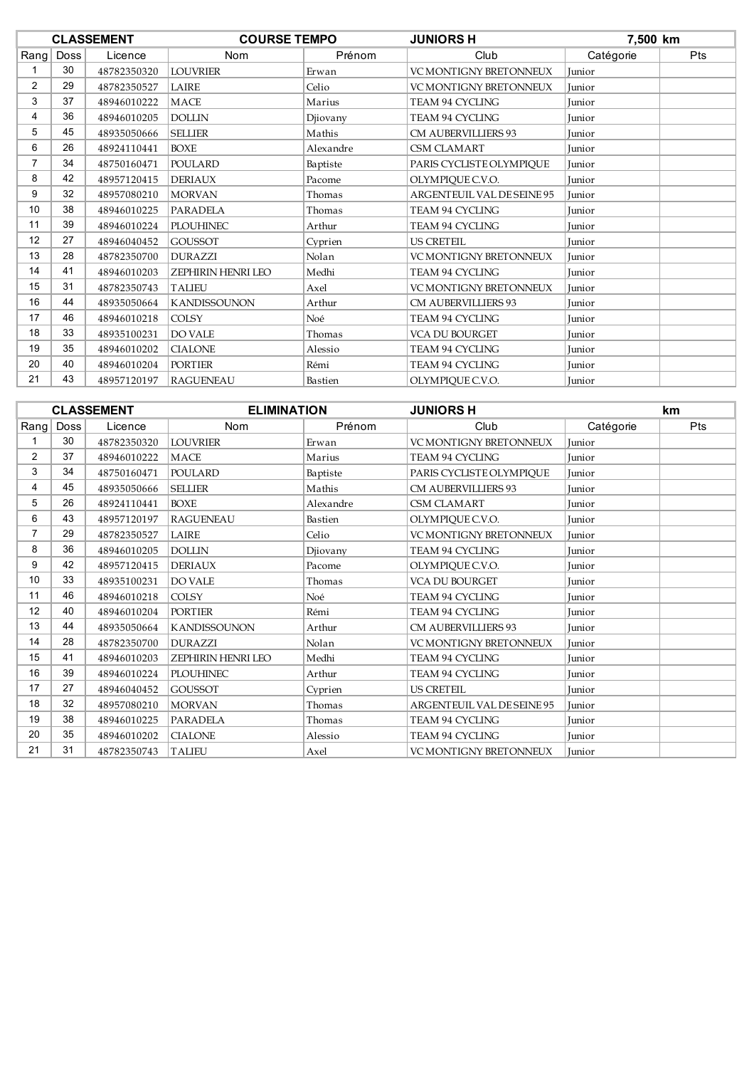| CLASSEMENT | | COURSE TEMPO | | JUNIORS H | | 7,500 km | |
|---|---|---|---|---|---|---|---|
| Rang | Doss | Licence | Nom | Prénom | Club | Catégorie | Pts |
| 1 | 30 | 48782350320 | LOUVRIER | Erwan | VC MONTIGNY BRETONNEUX | Junior | |
| 2 | 29 | 48782350527 | LAIRE | Celio | VC MONTIGNY BRETONNEUX | Junior | |
| 3 | 37 | 48946010222 | MACE | Marius | TEAM 94 CYCLING | Junior | |
| 4 | 36 | 48946010205 | DOLLIN | Djiovany | TEAM 94 CYCLING | Junior | |
| 5 | 45 | 48935050666 | SELLIER | Mathis | CM AUBERVILLIERS 93 | Junior | |
| 6 | 26 | 48924110441 | BOXE | Alexandre | CSM CLAMART | Junior | |
| 7 | 34 | 48750160471 | POULARD | Baptiste | PARIS CYCLISTE OLYMPIQUE | Junior | |
| 8 | 42 | 48957120415 | DERIAUX | Pacome | OLYMPIQUE C.V.O. | Junior | |
| 9 | 32 | 48957080210 | MORVAN | Thomas | ARGENTEUIL VAL DE SEINE 95 | Junior | |
| 10 | 38 | 48946010225 | PARADELA | Thomas | TEAM 94 CYCLING | Junior | |
| 11 | 39 | 48946010224 | PLOUHINEC | Arthur | TEAM 94 CYCLING | Junior | |
| 12 | 27 | 48946040452 | GOUSSOT | Cyprien | US CRETEIL | Junior | |
| 13 | 28 | 48782350700 | DURAZZI | Nolan | VC MONTIGNY BRETONNEUX | Junior | |
| 14 | 41 | 48946010203 | ZEPHIRIN HENRI LEO | Medhi | TEAM 94 CYCLING | Junior | |
| 15 | 31 | 48782350743 | TALIEU | Axel | VC MONTIGNY BRETONNEUX | Junior | |
| 16 | 44 | 48935050664 | KANDISSOUNON | Arthur | CM AUBERVILLIERS 93 | Junior | |
| 17 | 46 | 48946010218 | COLSY | Noé | TEAM 94 CYCLING | Junior | |
| 18 | 33 | 48935100231 | DO VALE | Thomas | VCA DU BOURGET | Junior | |
| 19 | 35 | 48946010202 | CIALONE | Alessio | TEAM 94 CYCLING | Junior | |
| 20 | 40 | 48946010204 | PORTIER | Rémi | TEAM 94 CYCLING | Junior | |
| 21 | 43 | 48957120197 | RAGUENEAU | Bastien | OLYMPIQUE C.V.O. | Junior | |

| CLASSEMENT | | ELIMINATION | | JUNIORS H | | km | |
|---|---|---|---|---|---|---|---|
| Rang | Doss | Licence | Nom | Prénom | Club | Catégorie | Pts |
| 1 | 30 | 48782350320 | LOUVRIER | Erwan | VC MONTIGNY BRETONNEUX | Junior | |
| 2 | 37 | 48946010222 | MACE | Marius | TEAM 94 CYCLING | Junior | |
| 3 | 34 | 48750160471 | POULARD | Baptiste | PARIS CYCLISTE OLYMPIQUE | Junior | |
| 4 | 45 | 48935050666 | SELLIER | Mathis | CM AUBERVILLIERS 93 | Junior | |
| 5 | 26 | 48924110441 | BOXE | Alexandre | CSM CLAMART | Junior | |
| 6 | 43 | 48957120197 | RAGUENEAU | Bastien | OLYMPIQUE C.V.O. | Junior | |
| 7 | 29 | 48782350527 | LAIRE | Celio | VC MONTIGNY BRETONNEUX | Junior | |
| 8 | 36 | 48946010205 | DOLLIN | Djiovany | TEAM 94 CYCLING | Junior | |
| 9 | 42 | 48957120415 | DERIAUX | Pacome | OLYMPIQUE C.V.O. | Junior | |
| 10 | 33 | 48935100231 | DO VALE | Thomas | VCA DU BOURGET | Junior | |
| 11 | 46 | 48946010218 | COLSY | Noé | TEAM 94 CYCLING | Junior | |
| 12 | 40 | 48946010204 | PORTIER | Rémi | TEAM 94 CYCLING | Junior | |
| 13 | 44 | 48935050664 | KANDISSOUNON | Arthur | CM AUBERVILLIERS 93 | Junior | |
| 14 | 28 | 48782350700 | DURAZZI | Nolan | VC MONTIGNY BRETONNEUX | Junior | |
| 15 | 41 | 48946010203 | ZEPHIRIN HENRI LEO | Medhi | TEAM 94 CYCLING | Junior | |
| 16 | 39 | 48946010224 | PLOUHINEC | Arthur | TEAM 94 CYCLING | Junior | |
| 17 | 27 | 48946040452 | GOUSSOT | Cyprien | US CRETEIL | Junior | |
| 18 | 32 | 48957080210 | MORVAN | Thomas | ARGENTEUIL VAL DE SEINE 95 | Junior | |
| 19 | 38 | 48946010225 | PARADELA | Thomas | TEAM 94 CYCLING | Junior | |
| 20 | 35 | 48946010202 | CIALONE | Alessio | TEAM 94 CYCLING | Junior | |
| 21 | 31 | 48782350743 | TALIEU | Axel | VC MONTIGNY BRETONNEUX | Junior | |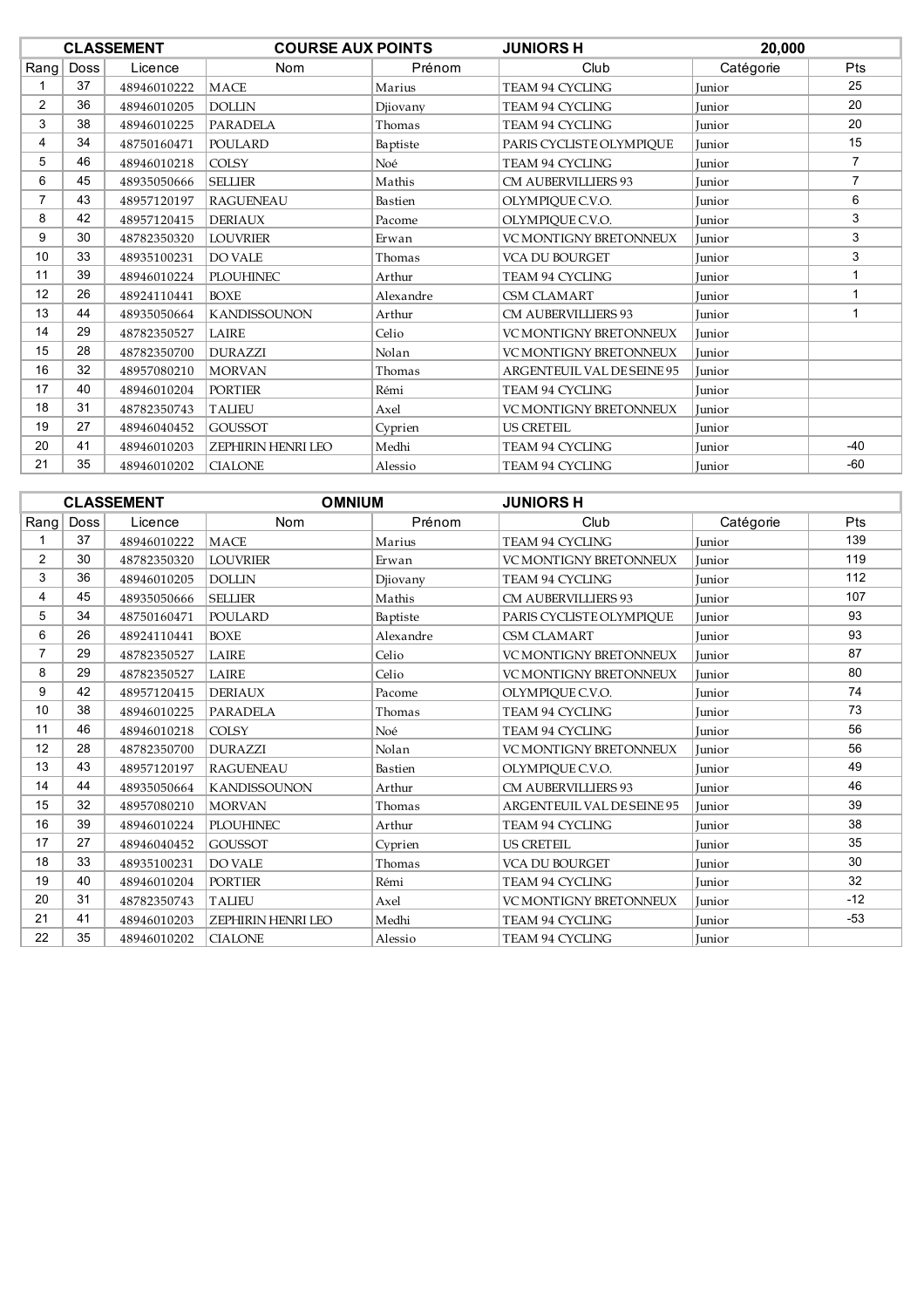| CLASSEMENT | | | COURSE AUX POINTS | | JUNIORS H | | 20,000 |
|---|---|---|---|---|---|---|---|
| Rang | Doss | Licence | Nom | Prénom | Club | Catégorie | Pts |
| 1 | 37 | 48946010222 | MACE | Marius | TEAM 94 CYCLING | Junior | 25 |
| 2 | 36 | 48946010205 | DOLLIN | Djiovany | TEAM 94 CYCLING | Junior | 20 |
| 3 | 38 | 48946010225 | PARADELA | Thomas | TEAM 94 CYCLING | Junior | 20 |
| 4 | 34 | 48750160471 | POULARD | Baptiste | PARIS CYCLISTE OLYMPIQUE | Junior | 15 |
| 5 | 46 | 48946010218 | COLSY | Noé | TEAM 94 CYCLING | Junior | 7 |
| 6 | 45 | 48935050666 | SELLIER | Mathis | CM AUBERVILLIERS 93 | Junior | 7 |
| 7 | 43 | 48957120197 | RAGUENEAU | Bastien | OLYMPIQUE C.V.O. | Junior | 6 |
| 8 | 42 | 48957120415 | DERIAUX | Pacome | OLYMPIQUE C.V.O. | Junior | 3 |
| 9 | 30 | 48782350320 | LOUVRIER | Erwan | VC MONTIGNY BRETONNEUX | Junior | 3 |
| 10 | 33 | 48935100231 | DO VALE | Thomas | VCA DU BOURGET | Junior | 3 |
| 11 | 39 | 48946010224 | PLOUHINEC | Arthur | TEAM 94 CYCLING | Junior | 1 |
| 12 | 26 | 48924110441 | BOXE | Alexandre | CSM CLAMART | Junior | 1 |
| 13 | 44 | 48935050664 | KANDISSOUNON | Arthur | CM AUBERVILLIERS 93 | Junior | 1 |
| 14 | 29 | 48782350527 | LAIRE | Celio | VC MONTIGNY BRETONNEUX | Junior | |
| 15 | 28 | 48782350700 | DURAZZI | Nolan | VC MONTIGNY BRETONNEUX | Junior | |
| 16 | 32 | 48957080210 | MORVAN | Thomas | ARGENTEUIL VAL DE SEINE 95 | Junior | |
| 17 | 40 | 48946010204 | PORTIER | Rémi | TEAM 94 CYCLING | Junior | |
| 18 | 31 | 48782350743 | TALIEU | Axel | VC MONTIGNY BRETONNEUX | Junior | |
| 19 | 27 | 48946040452 | GOUSSOT | Cyprien | US CRETEIL | Junior | |
| 20 | 41 | 48946010203 | ZEPHIRIN HENRI LEO | Medhi | TEAM 94 CYCLING | Junior | -40 |
| 21 | 35 | 48946010202 | CIALONE | Alessio | TEAM 94 CYCLING | Junior | -60 |

| CLASSEMENT | | | OMNIUM | | JUNIORS H | | |
|---|---|---|---|---|---|---|---|
| Rang | Doss | Licence | Nom | Prénom | Club | Catégorie | Pts |
| 1 | 37 | 48946010222 | MACE | Marius | TEAM 94 CYCLING | Junior | 139 |
| 2 | 30 | 48782350320 | LOUVRIER | Erwan | VC MONTIGNY BRETONNEUX | Junior | 119 |
| 3 | 36 | 48946010205 | DOLLIN | Djiovany | TEAM 94 CYCLING | Junior | 112 |
| 4 | 45 | 48935050666 | SELLIER | Mathis | CM AUBERVILLIERS 93 | Junior | 107 |
| 5 | 34 | 48750160471 | POULARD | Baptiste | PARIS CYCLISTE OLYMPIQUE | Junior | 93 |
| 6 | 26 | 48924110441 | BOXE | Alexandre | CSM CLAMART | Junior | 93 |
| 7 | 29 | 48782350527 | LAIRE | Celio | VC MONTIGNY BRETONNEUX | Junior | 87 |
| 8 | 29 | 48782350527 | LAIRE | Celio | VC MONTIGNY BRETONNEUX | Junior | 80 |
| 9 | 42 | 48957120415 | DERIAUX | Pacome | OLYMPIQUE C.V.O. | Junior | 74 |
| 10 | 38 | 48946010225 | PARADELA | Thomas | TEAM 94 CYCLING | Junior | 73 |
| 11 | 46 | 48946010218 | COLSY | Noé | TEAM 94 CYCLING | Junior | 56 |
| 12 | 28 | 48782350700 | DURAZZI | Nolan | VC MONTIGNY BRETONNEUX | Junior | 56 |
| 13 | 43 | 48957120197 | RAGUENEAU | Bastien | OLYMPIQUE C.V.O. | Junior | 49 |
| 14 | 44 | 48935050664 | KANDISSOUNON | Arthur | CM AUBERVILLIERS 93 | Junior | 46 |
| 15 | 32 | 48957080210 | MORVAN | Thomas | ARGENTEUIL VAL DE SEINE 95 | Junior | 39 |
| 16 | 39 | 48946010224 | PLOUHINEC | Arthur | TEAM 94 CYCLING | Junior | 38 |
| 17 | 27 | 48946040452 | GOUSSOT | Cyprien | US CRETEIL | Junior | 35 |
| 18 | 33 | 48935100231 | DO VALE | Thomas | VCA DU BOURGET | Junior | 30 |
| 19 | 40 | 48946010204 | PORTIER | Rémi | TEAM 94 CYCLING | Junior | 32 |
| 20 | 31 | 48782350743 | TALIEU | Axel | VC MONTIGNY BRETONNEUX | Junior | -12 |
| 21 | 41 | 48946010203 | ZEPHIRIN HENRI LEO | Medhi | TEAM 94 CYCLING | Junior | -53 |
| 22 | 35 | 48946010202 | CIALONE | Alessio | TEAM 94 CYCLING | Junior | |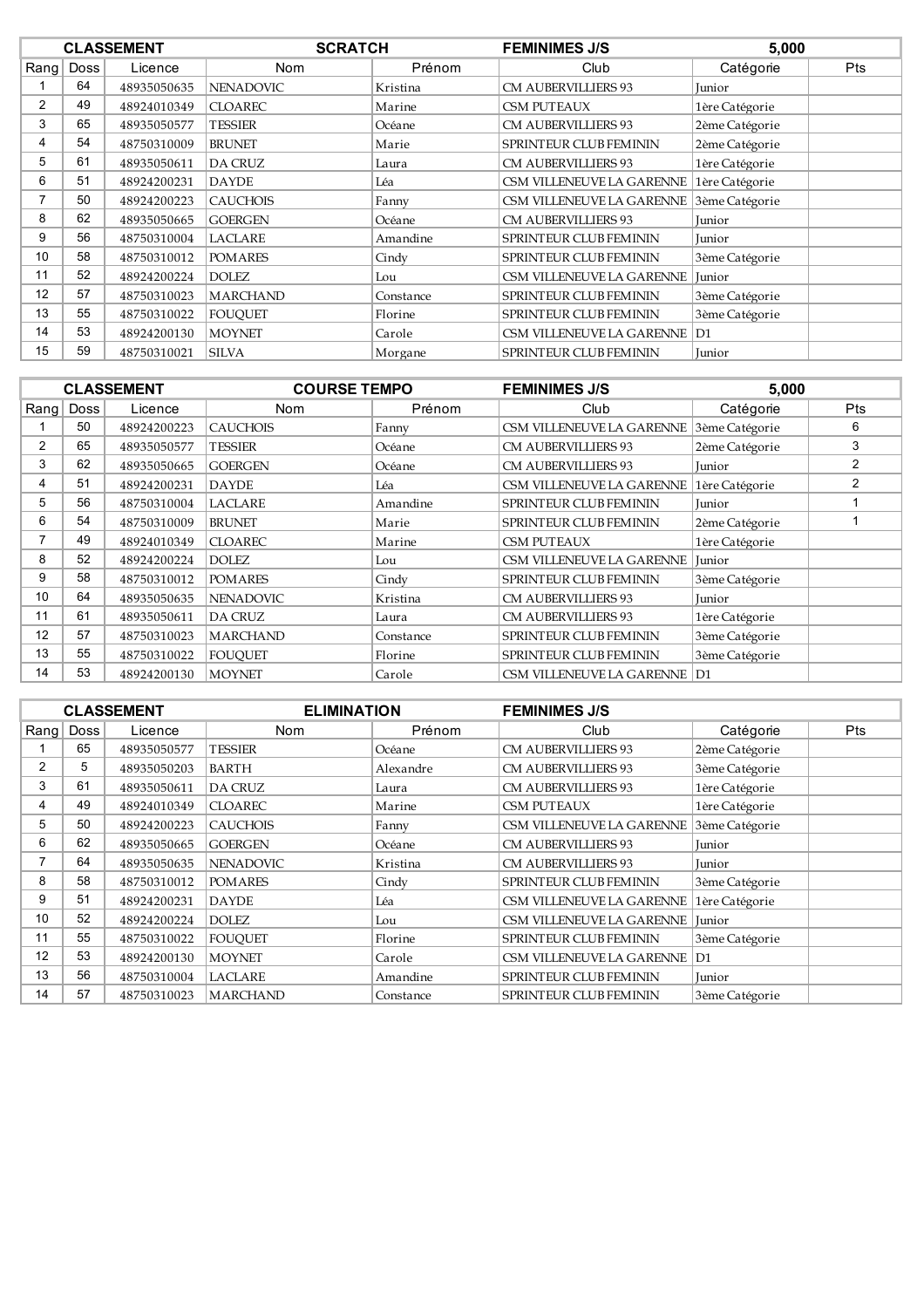| CLASSEMENT | | | SCRATCH | | FEMINIMES J/S | 5,000 | |
|---|---|---|---|---|---|---|---|
| Rang | Doss | Licence | Nom | Prénom | Club | Catégorie | Pts |
| 1 | 64 | 48935050635 | NENADOVIC | Kristina | CM AUBERVILLIERS 93 | Junior | |
| 2 | 49 | 48924010349 | CLOAREC | Marine | CSM PUTEAUX | 1ère Catégorie | |
| 3 | 65 | 48935050577 | TESSIER | Océane | CM AUBERVILLIERS 93 | 2ème Catégorie | |
| 4 | 54 | 48750310009 | BRUNET | Marie | SPRINTEUR CLUB FEMININ | 2ème Catégorie | |
| 5 | 61 | 48935050611 | DA CRUZ | Laura | CM AUBERVILLIERS 93 | 1ère Catégorie | |
| 6 | 51 | 48924200231 | DAYDE | Léa | CSM VILLENEUVE LA GARENNE | 1ère Catégorie | |
| 7 | 50 | 48924200223 | CAUCHOIS | Fanny | CSM VILLENEUVE LA GARENNE | 3ème Catégorie | |
| 8 | 62 | 48935050665 | GOERGEN | Océane | CM AUBERVILLIERS 93 | Junior | |
| 9 | 56 | 48750310004 | LACLARE | Amandine | SPRINTEUR CLUB FEMININ | Junior | |
| 10 | 58 | 48750310012 | POMARES | Cindy | SPRINTEUR CLUB FEMININ | 3ème Catégorie | |
| 11 | 52 | 48924200224 | DOLEZ | Lou | CSM VILLENEUVE LA GARENNE | Junior | |
| 12 | 57 | 48750310023 | MARCHAND | Constance | SPRINTEUR CLUB FEMININ | 3ème Catégorie | |
| 13 | 55 | 48750310022 | FOUQUET | Florine | SPRINTEUR CLUB FEMININ | 3ème Catégorie | |
| 14 | 53 | 48924200130 | MOYNET | Carole | CSM VILLENEUVE LA GARENNE | D1 | |
| 15 | 59 | 48750310021 | SILVA | Morgane | SPRINTEUR CLUB FEMININ | Junior | |

| CLASSEMENT | | | COURSE TEMPO | | FEMINIMES J/S | 5,000 | |
|---|---|---|---|---|---|---|---|
| Rang | Doss | Licence | Nom | Prénom | Club | Catégorie | Pts |
| 1 | 50 | 48924200223 | CAUCHOIS | Fanny | CSM VILLENEUVE LA GARENNE | 3ème Catégorie | 6 |
| 2 | 65 | 48935050577 | TESSIER | Océane | CM AUBERVILLIERS 93 | 2ème Catégorie | 3 |
| 3 | 62 | 48935050665 | GOERGEN | Océane | CM AUBERVILLIERS 93 | Junior | 2 |
| 4 | 51 | 48924200231 | DAYDE | Léa | CSM VILLENEUVE LA GARENNE | 1ère Catégorie | 2 |
| 5 | 56 | 48750310004 | LACLARE | Amandine | SPRINTEUR CLUB FEMININ | Junior | 1 |
| 6 | 54 | 48750310009 | BRUNET | Marie | SPRINTEUR CLUB FEMININ | 2ème Catégorie | 1 |
| 7 | 49 | 48924010349 | CLOAREC | Marine | CSM PUTEAUX | 1ère Catégorie | |
| 8 | 52 | 48924200224 | DOLEZ | Lou | CSM VILLENEUVE LA GARENNE | Junior | |
| 9 | 58 | 48750310012 | POMARES | Cindy | SPRINTEUR CLUB FEMININ | 3ème Catégorie | |
| 10 | 64 | 48935050635 | NENADOVIC | Kristina | CM AUBERVILLIERS 93 | Junior | |
| 11 | 61 | 48935050611 | DA CRUZ | Laura | CM AUBERVILLIERS 93 | 1ère Catégorie | |
| 12 | 57 | 48750310023 | MARCHAND | Constance | SPRINTEUR CLUB FEMININ | 3ème Catégorie | |
| 13 | 55 | 48750310022 | FOUQUET | Florine | SPRINTEUR CLUB FEMININ | 3ème Catégorie | |
| 14 | 53 | 48924200130 | MOYNET | Carole | CSM VILLENEUVE LA GARENNE | D1 | |

| CLASSEMENT | | | ELIMINATION | | FEMINIMES J/S | | |
|---|---|---|---|---|---|---|---|
| Rang | Doss | Licence | Nom | Prénom | Club | Catégorie | Pts |
| 1 | 65 | 48935050577 | TESSIER | Océane | CM AUBERVILLIERS 93 | 2ème Catégorie | |
| 2 | 5 | 48935050203 | BARTH | Alexandre | CM AUBERVILLIERS 93 | 3ème Catégorie | |
| 3 | 61 | 48935050611 | DA CRUZ | Laura | CM AUBERVILLIERS 93 | 1ère Catégorie | |
| 4 | 49 | 48924010349 | CLOAREC | Marine | CSM PUTEAUX | 1ère Catégorie | |
| 5 | 50 | 48924200223 | CAUCHOIS | Fanny | CSM VILLENEUVE LA GARENNE | 3ème Catégorie | |
| 6 | 62 | 48935050665 | GOERGEN | Océane | CM AUBERVILLIERS 93 | Junior | |
| 7 | 64 | 48935050635 | NENADOVIC | Kristina | CM AUBERVILLIERS 93 | Junior | |
| 8 | 58 | 48750310012 | POMARES | Cindy | SPRINTEUR CLUB FEMININ | 3ème Catégorie | |
| 9 | 51 | 48924200231 | DAYDE | Léa | CSM VILLENEUVE LA GARENNE | 1ère Catégorie | |
| 10 | 52 | 48924200224 | DOLEZ | Lou | CSM VILLENEUVE LA GARENNE | Junior | |
| 11 | 55 | 48750310022 | FOUQUET | Florine | SPRINTEUR CLUB FEMININ | 3ème Catégorie | |
| 12 | 53 | 48924200130 | MOYNET | Carole | CSM VILLENEUVE LA GARENNE | D1 | |
| 13 | 56 | 48750310004 | LACLARE | Amandine | SPRINTEUR CLUB FEMININ | Junior | |
| 14 | 57 | 48750310023 | MARCHAND | Constance | SPRINTEUR CLUB FEMININ | 3ème Catégorie | |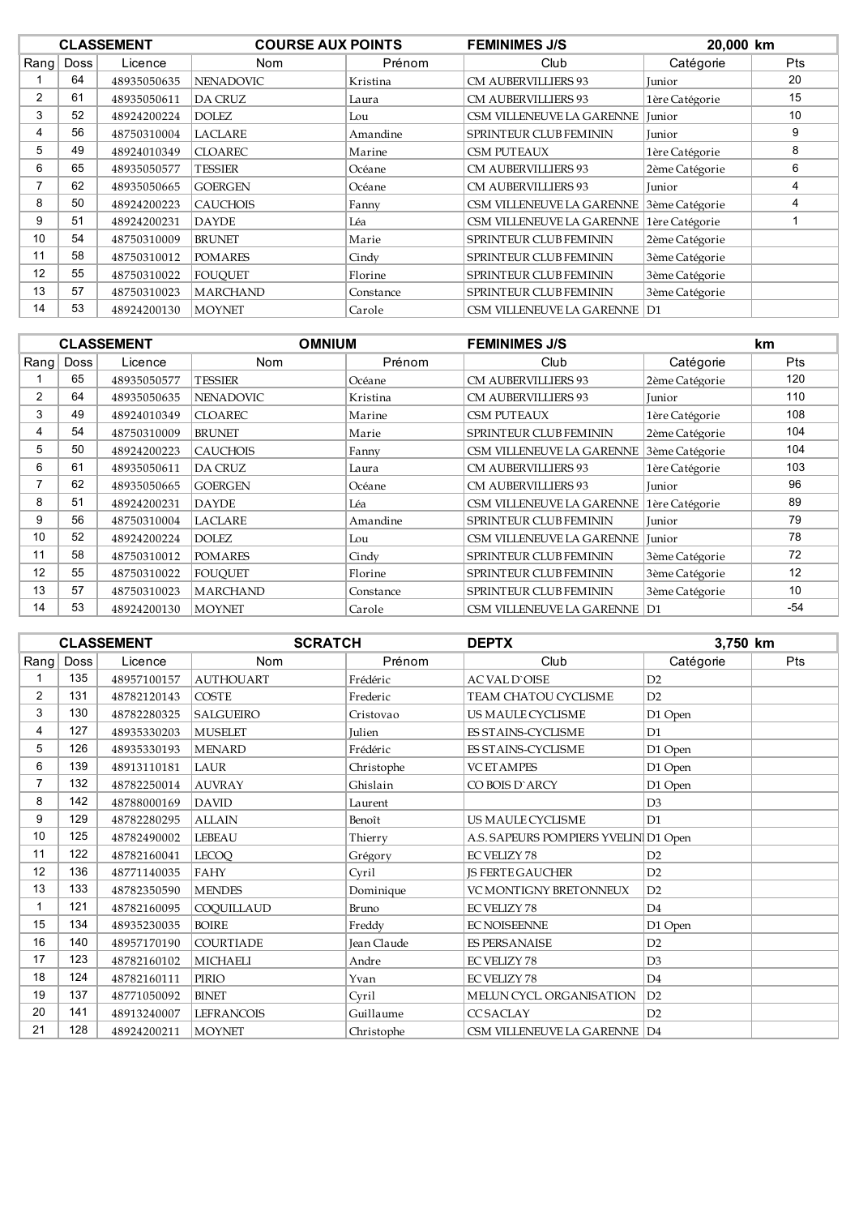| CLASSEMENT | | COURSE AUX POINTS | | FEMINIMES J/S | | 20,000 km | |
|---|---|---|---|---|---|---|---|
| Rang | Doss | Licence | Nom | Prénom | Club | Catégorie | Pts |
| 1 | 64 | 48935050635 | NENADOVIC | Kristina | CM AUBERVILLIERS 93 | Junior | 20 |
| 2 | 61 | 48935050611 | DA CRUZ | Laura | CM AUBERVILLIERS 93 | 1ère Catégorie | 15 |
| 3 | 52 | 48924200224 | DOLEZ | Lou | CSM VILLENEUVE LA GARENNE | Junior | 10 |
| 4 | 56 | 48750310004 | LACLARE | Amandine | SPRINTEUR CLUB FEMININ | Junior | 9 |
| 5 | 49 | 48924010349 | CLOAREC | Marine | CSM PUTEAUX | 1ère Catégorie | 8 |
| 6 | 65 | 48935050577 | TESSIER | Océane | CM AUBERVILLIERS 93 | 2ème Catégorie | 6 |
| 7 | 62 | 48935050665 | GOERGEN | Océane | CM AUBERVILLIERS 93 | Junior | 4 |
| 8 | 50 | 48924200223 | CAUCHOIS | Fanny | CSM VILLENEUVE LA GARENNE | 3ème Catégorie | 4 |
| 9 | 51 | 48924200231 | DAYDE | Léa | CSM VILLENEUVE LA GARENNE | 1ère Catégorie | 1 |
| 10 | 54 | 48750310009 | BRUNET | Marie | SPRINTEUR CLUB FEMININ | 2ème Catégorie | |
| 11 | 58 | 48750310012 | POMARES | Cindy | SPRINTEUR CLUB FEMININ | 3ème Catégorie | |
| 12 | 55 | 48750310022 | FOUQUET | Florine | SPRINTEUR CLUB FEMININ | 3ème Catégorie | |
| 13 | 57 | 48750310023 | MARCHAND | Constance | SPRINTEUR CLUB FEMININ | 3ème Catégorie | |
| 14 | 53 | 48924200130 | MOYNET | Carole | CSM VILLENEUVE LA GARENNE | D1 | |

| CLASSEMENT | | OMNIUM | | FEMINIMES J/S | | km | |
|---|---|---|---|---|---|---|---|
| Rang | Doss | Licence | Nom | Prénom | Club | Catégorie | Pts |
| 1 | 65 | 48935050577 | TESSIER | Océane | CM AUBERVILLIERS 93 | 2ème Catégorie | 120 |
| 2 | 64 | 48935050635 | NENADOVIC | Kristina | CM AUBERVILLIERS 93 | Junior | 110 |
| 3 | 49 | 48924010349 | CLOAREC | Marine | CSM PUTEAUX | 1ère Catégorie | 108 |
| 4 | 54 | 48750310009 | BRUNET | Marie | SPRINTEUR CLUB FEMININ | 2ème Catégorie | 104 |
| 5 | 50 | 48924200223 | CAUCHOIS | Fanny | CSM VILLENEUVE LA GARENNE | 3ème Catégorie | 104 |
| 6 | 61 | 48935050611 | DA CRUZ | Laura | CM AUBERVILLIERS 93 | 1ère Catégorie | 103 |
| 7 | 62 | 48935050665 | GOERGEN | Océane | CM AUBERVILLIERS 93 | Junior | 96 |
| 8 | 51 | 48924200231 | DAYDE | Léa | CSM VILLENEUVE LA GARENNE | 1ère Catégorie | 89 |
| 9 | 56 | 48750310004 | LACLARE | Amandine | SPRINTEUR CLUB FEMININ | Junior | 79 |
| 10 | 52 | 48924200224 | DOLEZ | Lou | CSM VILLENEUVE LA GARENNE | Junior | 78 |
| 11 | 58 | 48750310012 | POMARES | Cindy | SPRINTEUR CLUB FEMININ | 3ème Catégorie | 72 |
| 12 | 55 | 48750310022 | FOUQUET | Florine | SPRINTEUR CLUB FEMININ | 3ème Catégorie | 12 |
| 13 | 57 | 48750310023 | MARCHAND | Constance | SPRINTEUR CLUB FEMININ | 3ème Catégorie | 10 |
| 14 | 53 | 48924200130 | MOYNET | Carole | CSM VILLENEUVE LA GARENNE | D1 | -54 |

| CLASSEMENT | | SCRATCH | | DEPTX | | 3,750 km | |
|---|---|---|---|---|---|---|---|
| Rang | Doss | Licence | Nom | Prénom | Club | Catégorie | Pts |
| 1 | 135 | 48957100157 | AUTHOUART | Frédéric | AC VAL D`OISE | D2 | |
| 2 | 131 | 48782120143 | COSTE | Frederic | TEAM CHATOU CYCLISME | D2 | |
| 3 | 130 | 48782280325 | SALGUEIRO | Cristovao | US MAULE CYCLISME | D1 Open | |
| 4 | 127 | 48935330203 | MUSELET | Julien | ES STAINS-CYCLISME | D1 | |
| 5 | 126 | 48935330193 | MENARD | Frédéric | ES STAINS-CYCLISME | D1 Open | |
| 6 | 139 | 48913110181 | LAUR | Christophe | VC ETAMPES | D1 Open | |
| 7 | 132 | 48782250014 | AUVRAY | Ghislain | CO BOIS D`ARCY | D1 Open | |
| 8 | 142 | 48788000169 | DAVID | Laurent | | D3 | |
| 9 | 129 | 48782280295 | ALLAIN | Benoît | US MAULE CYCLISME | D1 | |
| 10 | 125 | 48782490002 | LEBEAU | Thierry | A.S. SAPEURS POMPIERS YVELIN | D1 Open | |
| 11 | 122 | 48782160041 | LECOQ | Grégory | EC VELIZY 78 | D2 | |
| 12 | 136 | 48771140035 | FAHY | Cyril | JS FERTE GAUCHER | D2 | |
| 13 | 133 | 48782350590 | MENDES | Dominique | VC MONTIGNY BRETONNEUX | D2 | |
| 1 | 121 | 48782160095 | COQUILLAUD | Bruno | EC VELIZY 78 | D4 | |
| 15 | 134 | 48935230035 | BOIRE | Freddy | EC NOISEENNE | D1 Open | |
| 16 | 140 | 48957170190 | COURTIADE | Jean Claude | ES PERSANAISE | D2 | |
| 17 | 123 | 48782160102 | MICHAELI | Andre | EC VELIZY 78 | D3 | |
| 18 | 124 | 48782160111 | PIRIO | Yvan | EC VELIZY 78 | D4 | |
| 19 | 137 | 48771050092 | BINET | Cyril | MELUN CYCL. ORGANISATION | D2 | |
| 20 | 141 | 48913240007 | LEFRANCOIS | Guillaume | CC SACLAY | D2 | |
| 21 | 128 | 48924200211 | MOYNET | Christophe | CSM VILLENEUVE LA GARENNE | D4 | |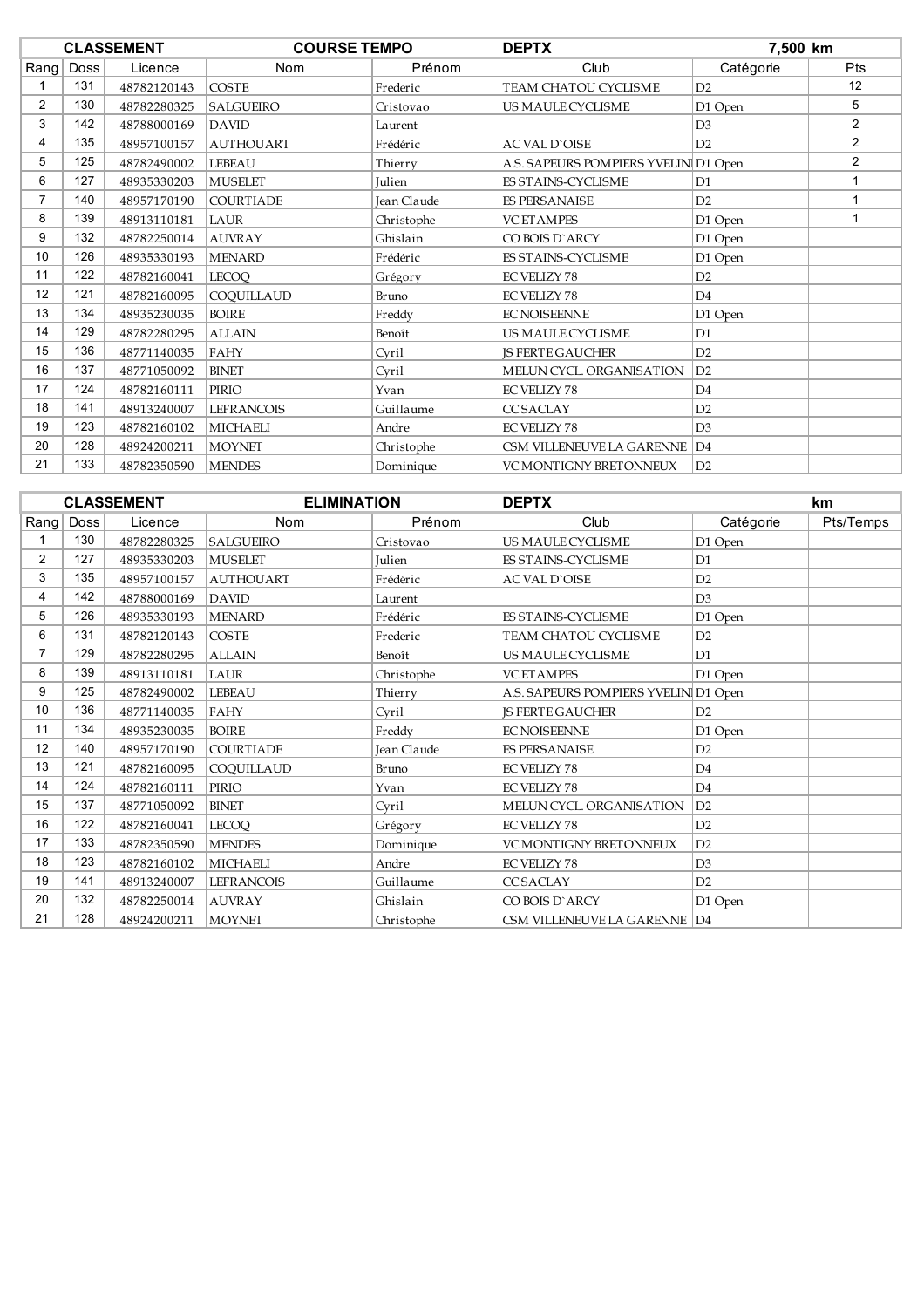| CLASSEMENT | | COURSE TEMPO | | DEPTX | | 7,500 km | |
|---|---|---|---|---|---|---|---|
| Rang | Doss | Licence | Nom | Prénom | Club | Catégorie | Pts |
| 1 | 131 | 48782120143 | COSTE | Frederic | TEAM CHATOU CYCLISME | D2 | 12 |
| 2 | 130 | 48782280325 | SALGUEIRO | Cristovao | US MAULE CYCLISME | D1 Open | 5 |
| 3 | 142 | 48788000169 | DAVID | Laurent | | D3 | 2 |
| 4 | 135 | 48957100157 | AUTHOUART | Frédéric | AC VAL D`OISE | D2 | 2 |
| 5 | 125 | 48782490002 | LEBEAU | Thierry | A.S. SAPEURS POMPIERS YVELINI | D1 Open | 2 |
| 6 | 127 | 48935330203 | MUSELET | Julien | ES STAINS-CYCLISME | D1 | 1 |
| 7 | 140 | 48957170190 | COURTIADE | Jean Claude | ES PERSANAISE | D2 | 1 |
| 8 | 139 | 48913110181 | LAUR | Christophe | VC ETAMPES | D1 Open | 1 |
| 9 | 132 | 48782250014 | AUVRAY | Ghislain | CO BOIS D`ARCY | D1 Open | |
| 10 | 126 | 48935330193 | MENARD | Frédéric | ES STAINS-CYCLISME | D1 Open | |
| 11 | 122 | 48782160041 | LECOQ | Grégory | EC VELIZY 78 | D2 | |
| 12 | 121 | 48782160095 | COQUILLAUD | Bruno | EC VELIZY 78 | D4 | |
| 13 | 134 | 48935230035 | BOIRE | Freddy | EC NOISEENNE | D1 Open | |
| 14 | 129 | 48782280295 | ALLAIN | Benoît | US MAULE CYCLISME | D1 | |
| 15 | 136 | 48771140035 | FAHY | Cyril | JS FERTE GAUCHER | D2 | |
| 16 | 137 | 48771050092 | BINET | Cyril | MELUN CYCL. ORGANISATION | D2 | |
| 17 | 124 | 48782160111 | PIRIO | Yvan | EC VELIZY 78 | D4 | |
| 18 | 141 | 48913240007 | LEFRANCOIS | Guillaume | CC SACLAY | D2 | |
| 19 | 123 | 48782160102 | MICHAELI | Andre | EC VELIZY 78 | D3 | |
| 20 | 128 | 48924200211 | MOYNET | Christophe | CSM VILLENEUVE LA GARENNE | D4 | |
| 21 | 133 | 48782350590 | MENDES | Dominique | VC MONTIGNY BRETONNEUX | D2 | |

| CLASSEMENT | | ELIMINATION | | DEPTX | | km | |
|---|---|---|---|---|---|---|---|
| Rang | Doss | Licence | Nom | Prénom | Club | Catégorie | Pts/Temps |
| 1 | 130 | 48782280325 | SALGUEIRO | Cristovao | US MAULE CYCLISME | D1 Open | |
| 2 | 127 | 48935330203 | MUSELET | Julien | ES STAINS-CYCLISME | D1 | |
| 3 | 135 | 48957100157 | AUTHOUART | Frédéric | AC VAL D`OISE | D2 | |
| 4 | 142 | 48788000169 | DAVID | Laurent | | D3 | |
| 5 | 126 | 48935330193 | MENARD | Frédéric | ES STAINS-CYCLISME | D1 Open | |
| 6 | 131 | 48782120143 | COSTE | Frederic | TEAM CHATOU CYCLISME | D2 | |
| 7 | 129 | 48782280295 | ALLAIN | Benoît | US MAULE CYCLISME | D1 | |
| 8 | 139 | 48913110181 | LAUR | Christophe | VC ETAMPES | D1 Open | |
| 9 | 125 | 48782490002 | LEBEAU | Thierry | A.S. SAPEURS POMPIERS YVELINI | D1 Open | |
| 10 | 136 | 48771140035 | FAHY | Cyril | JS FERTE GAUCHER | D2 | |
| 11 | 134 | 48935230035 | BOIRE | Freddy | EC NOISEENNE | D1 Open | |
| 12 | 140 | 48957170190 | COURTIADE | Jean Claude | ES PERSANAISE | D2 | |
| 13 | 121 | 48782160095 | COQUILLAUD | Bruno | EC VELIZY 78 | D4 | |
| 14 | 124 | 48782160111 | PIRIO | Yvan | EC VELIZY 78 | D4 | |
| 15 | 137 | 48771050092 | BINET | Cyril | MELUN CYCL. ORGANISATION | D2 | |
| 16 | 122 | 48782160041 | LECOQ | Grégory | EC VELIZY 78 | D2 | |
| 17 | 133 | 48782350590 | MENDES | Dominique | VC MONTIGNY BRETONNEUX | D2 | |
| 18 | 123 | 48782160102 | MICHAELI | Andre | EC VELIZY 78 | D3 | |
| 19 | 141 | 48913240007 | LEFRANCOIS | Guillaume | CC SACLAY | D2 | |
| 20 | 132 | 48782250014 | AUVRAY | Ghislain | CO BOIS D`ARCY | D1 Open | |
| 21 | 128 | 48924200211 | MOYNET | Christophe | CSM VILLENEUVE LA GARENNE | D4 | |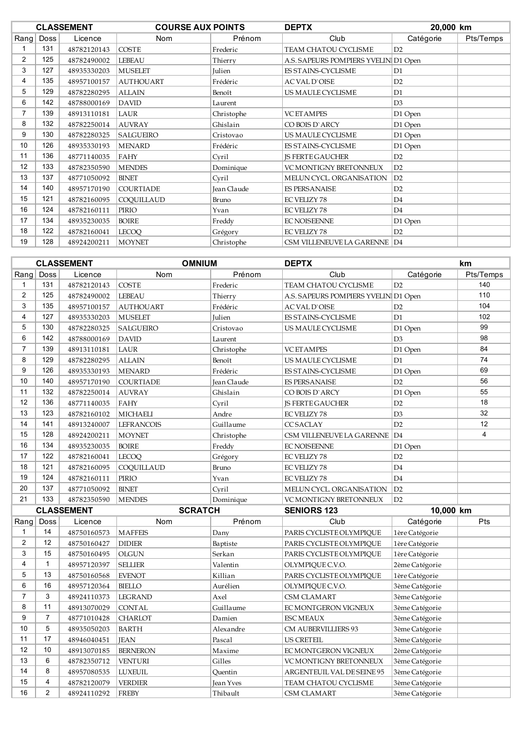| CLASSEMENT | | | COURSE AUX POINTS | | DEPTX | 20,000 km | |
|---|---|---|---|---|---|---|---|
| Rang | Doss | Licence | Nom | Prénom | Club | Catégorie | Pts/Temps |
| 1 | 131 | 48782120143 | COSTE | Frederic | TEAM CHATOU CYCLISME | D2 | |
| 2 | 125 | 48782490002 | LEBEAU | Thierry | A.S. SAPEURS POMPIERS YVELIN | D1 Open | |
| 3 | 127 | 48935330203 | MUSELET | Julien | ES STAINS-CYCLISME | D1 | |
| 4 | 135 | 48957100157 | AUTHOUART | Frédéric | AC VAL D`OISE | D2 | |
| 5 | 129 | 48782280295 | ALLAIN | Benoît | US MAULE CYCLISME | D1 | |
| 6 | 142 | 48788000169 | DAVID | Laurent | | D3 | |
| 7 | 139 | 48913110181 | LAUR | Christophe | VC ETAMPES | D1 Open | |
| 8 | 132 | 48782250014 | AUVRAY | Ghislain | CO BOIS D`ARCY | D1 Open | |
| 9 | 130 | 48782280325 | SALGUEIRO | Cristovao | US MAULE CYCLISME | D1 Open | |
| 10 | 126 | 48935330193 | MENARD | Frédéric | ES STAINS-CYCLISME | D1 Open | |
| 11 | 136 | 48771140035 | FAHY | Cyril | JS FERTE GAUCHER | D2 | |
| 12 | 133 | 48782350590 | MENDES | Dominique | VC MONTIGNY BRETONNEUX | D2 | |
| 13 | 137 | 48771050092 | BINET | Cyril | MELUN CYCL. ORGANISATION | D2 | |
| 14 | 140 | 48957170190 | COURTIADE | Jean Claude | ES PERSANAISE | D2 | |
| 15 | 121 | 48782160095 | COQUILLAUD | Bruno | EC VELIZY 78 | D4 | |
| 16 | 124 | 48782160111 | PIRIO | Yvan | EC VELIZY 78 | D4 | |
| 17 | 134 | 48935230035 | BOIRE | Freddy | EC NOISEENNE | D1 Open | |
| 18 | 122 | 48782160041 | LECOQ | Grégory | EC VELIZY 78 | D2 | |
| 19 | 128 | 48924200211 | MOYNET | Christophe | CSM VILLENEUVE LA GARENNE | D4 | |

| CLASSEMENT | | | OMNIUM | | DEPTX | | km |
|---|---|---|---|---|---|---|---|
| Rang | Doss | Licence | Nom | Prénom | Club | Catégorie | Pts/Temps |
| 1 | 131 | 48782120143 | COSTE | Frederic | TEAM CHATOU CYCLISME | D2 | 140 |
| 2 | 125 | 48782490002 | LEBEAU | Thierry | A.S. SAPEURS POMPIERS YVELIN | D1 Open | 110 |
| 3 | 135 | 48957100157 | AUTHOUART | Frédéric | AC VAL D`OISE | D2 | 104 |
| 4 | 127 | 48935330203 | MUSELET | Julien | ES STAINS-CYCLISME | D1 | 102 |
| 5 | 130 | 48782280325 | SALGUEIRO | Cristovao | US MAULE CYCLISME | D1 Open | 99 |
| 6 | 142 | 48788000169 | DAVID | Laurent | | D3 | 98 |
| 7 | 139 | 48913110181 | LAUR | Christophe | VC ETAMPES | D1 Open | 84 |
| 8 | 129 | 48782280295 | ALLAIN | Benoît | US MAULE CYCLISME | D1 | 74 |
| 9 | 126 | 48935330193 | MENARD | Frédéric | ES STAINS-CYCLISME | D1 Open | 69 |
| 10 | 140 | 48957170190 | COURTIADE | Jean Claude | ES PERSANAISE | D2 | 56 |
| 11 | 132 | 48782250014 | AUVRAY | Ghislain | CO BOIS D`ARCY | D1 Open | 55 |
| 12 | 136 | 48771140035 | FAHY | Cyril | JS FERTE GAUCHER | D2 | 18 |
| 13 | 123 | 48782160102 | MICHAELI | Andre | EC VELIZY 78 | D3 | 32 |
| 14 | 141 | 48913240007 | LEFRANCOIS | Guillaume | CC SACLAY | D2 | 12 |
| 15 | 128 | 48924200211 | MOYNET | Christophe | CSM VILLENEUVE LA GARENNE | D4 | 4 |
| 16 | 134 | 48935230035 | BOIRE | Freddy | EC NOISEENNE | D1 Open | |
| 17 | 122 | 48782160041 | LECOQ | Grégory | EC VELIZY 78 | D2 | |
| 18 | 121 | 48782160095 | COQUILLAUD | Bruno | EC VELIZY 78 | D4 | |
| 19 | 124 | 48782160111 | PIRIO | Yvan | EC VELIZY 78 | D4 | |
| 20 | 137 | 48771050092 | BINET | Cyril | MELUN CYCL. ORGANISATION | D2 | |
| 21 | 133 | 48782350590 | MENDES | Dominique | VC MONTIGNY BRETONNEUX | D2 | |

| CLASSEMENT | | | SCRATCH | | SENIORS 123 | 10,000 km | |
|---|---|---|---|---|---|---|---|
| Rang | Doss | Licence | Nom | Prénom | Club | Catégorie | Pts |
| 1 | 14 | 48750160573 | MAFFEIS | Dany | PARIS CYCLISTE OLYMPIQUE | 1ère Catégorie | |
| 2 | 12 | 48750160427 | DIDIER | Baptiste | PARIS CYCLISTE OLYMPIQUE | 1ère Catégorie | |
| 3 | 15 | 48750160495 | OLGUN | Serkan | PARIS CYCLISTE OLYMPIQUE | 1ère Catégorie | |
| 4 | 1 | 48957120397 | SELLIER | Valentin | OLYMPIQUE C.V.O. | 2ème Catégorie | |
| 5 | 13 | 48750160568 | EVENOT | Killian | PARIS CYCLISTE OLYMPIQUE | 1ère Catégorie | |
| 6 | 16 | 48957120364 | BIELLO | Aurélien | OLYMPIQUE C.V.O. | 3ème Catégorie | |
| 7 | 3 | 48924110373 | LEGRAND | Axel | CSM CLAMART | 3ème Catégorie | |
| 8 | 11 | 48913070029 | CONTAL | Guillaume | EC MONTGERON VIGNEUX | 3ème Catégorie | |
| 9 | 7 | 48771010428 | CHARLOT | Damien | ESC MEAUX | 3ème Catégorie | |
| 10 | 5 | 48935050203 | BARTH | Alexandre | CM AUBERVILLIERS 93 | 3ème Catégorie | |
| 11 | 17 | 48946040451 | JEAN | Pascal | US CRETEIL | 3ème Catégorie | |
| 12 | 10 | 48913070185 | BERNERON | Maxime | EC MONTGERON VIGNEUX | 2ème Catégorie | |
| 13 | 6 | 48782350712 | VENTURI | Gilles | VC MONTIGNY BRETONNEUX | 3ème Catégorie | |
| 14 | 8 | 48957080535 | LUXEUIL | Quentin | ARGENTEUIL VAL DE SEINE 95 | 3ème Catégorie | |
| 15 | 4 | 48782120079 | VERDIER | Jean Yves | TEAM CHATOU CYCLISME | 3ème Catégorie | |
| 16 | 2 | 48924110292 | FREBY | Thibault | CSM CLAMART | 3ème Catégorie | |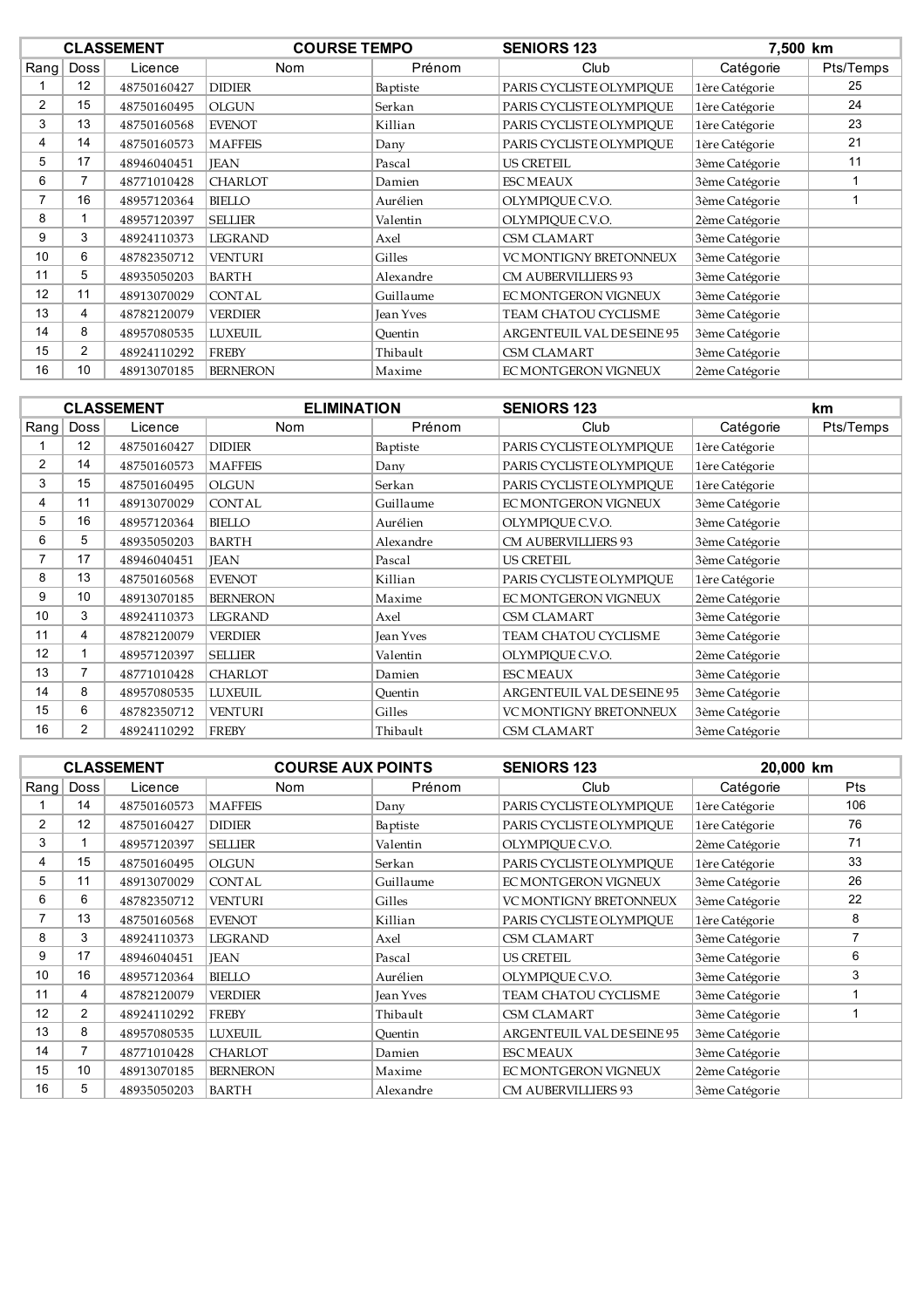| CLASSEMENT | | | COURSE TEMPO | | SENIORS 123 | | 7,500 km |
|---|---|---|---|---|---|---|---|
| Rang | Doss | Licence | Nom | Prénom | Club | Catégorie | Pts/Temps |
| 1 | 12 | 48750160427 | DIDIER | Baptiste | PARIS CYCLISTE OLYMPIQUE | 1ère Catégorie | 25 |
| 2 | 15 | 48750160495 | OLGUN | Serkan | PARIS CYCLISTE OLYMPIQUE | 1ère Catégorie | 24 |
| 3 | 13 | 48750160568 | EVENOT | Killian | PARIS CYCLISTE OLYMPIQUE | 1ère Catégorie | 23 |
| 4 | 14 | 48750160573 | MAFFEIS | Dany | PARIS CYCLISTE OLYMPIQUE | 1ère Catégorie | 21 |
| 5 | 17 | 48946040451 | JEAN | Pascal | US CRETEIL | 3ème Catégorie | 11 |
| 6 | 7 | 48771010428 | CHARLOT | Damien | ESC MEAUX | 3ème Catégorie | 1 |
| 7 | 16 | 48957120364 | BIELLO | Aurélien | OLYMPIQUE C.V.O. | 3ème Catégorie | 1 |
| 8 | 1 | 48957120397 | SELLIER | Valentin | OLYMPIQUE C.V.O. | 2ème Catégorie | |
| 9 | 3 | 48924110373 | LEGRAND | Axel | CSM CLAMART | 3ème Catégorie | |
| 10 | 6 | 48782350712 | VENTURI | Gilles | VC MONTIGNY BRETONNEUX | 3ème Catégorie | |
| 11 | 5 | 48935050203 | BARTH | Alexandre | CM AUBERVILLIERS 93 | 3ème Catégorie | |
| 12 | 11 | 48913070029 | CONTAL | Guillaume | EC MONTGERON VIGNEUX | 3ème Catégorie | |
| 13 | 4 | 48782120079 | VERDIER | Jean Yves | TEAM CHATOU CYCLISME | 3ème Catégorie | |
| 14 | 8 | 48957080535 | LUXEUIL | Quentin | ARGENTEUIL VAL DE SEINE 95 | 3ème Catégorie | |
| 15 | 2 | 48924110292 | FREBY | Thibault | CSM CLAMART | 3ème Catégorie | |
| 16 | 10 | 48913070185 | BERNERON | Maxime | EC MONTGERON VIGNEUX | 2ème Catégorie | |

| CLASSEMENT | | | ELIMINATION | | SENIORS 123 | | km |
|---|---|---|---|---|---|---|---|
| Rang | Doss | Licence | Nom | Prénom | Club | Catégorie | Pts/Temps |
| 1 | 12 | 48750160427 | DIDIER | Baptiste | PARIS CYCLISTE OLYMPIQUE | 1ère Catégorie | |
| 2 | 14 | 48750160573 | MAFFEIS | Dany | PARIS CYCLISTE OLYMPIQUE | 1ère Catégorie | |
| 3 | 15 | 48750160495 | OLGUN | Serkan | PARIS CYCLISTE OLYMPIQUE | 1ère Catégorie | |
| 4 | 11 | 48913070029 | CONTAL | Guillaume | EC MONTGERON VIGNEUX | 3ème Catégorie | |
| 5 | 16 | 48957120364 | BIELLO | Aurélien | OLYMPIQUE C.V.O. | 3ème Catégorie | |
| 6 | 5 | 48935050203 | BARTH | Alexandre | CM AUBERVILLIERS 93 | 3ème Catégorie | |
| 7 | 17 | 48946040451 | JEAN | Pascal | US CRETEIL | 3ème Catégorie | |
| 8 | 13 | 48750160568 | EVENOT | Killian | PARIS CYCLISTE OLYMPIQUE | 1ère Catégorie | |
| 9 | 10 | 48913070185 | BERNERON | Maxime | EC MONTGERON VIGNEUX | 2ème Catégorie | |
| 10 | 3 | 48924110373 | LEGRAND | Axel | CSM CLAMART | 3ème Catégorie | |
| 11 | 4 | 48782120079 | VERDIER | Jean Yves | TEAM CHATOU CYCLISME | 3ème Catégorie | |
| 12 | 1 | 48957120397 | SELLIER | Valentin | OLYMPIQUE C.V.O. | 2ème Catégorie | |
| 13 | 7 | 48771010428 | CHARLOT | Damien | ESC MEAUX | 3ème Catégorie | |
| 14 | 8 | 48957080535 | LUXEUIL | Quentin | ARGENTEUIL VAL DE SEINE 95 | 3ème Catégorie | |
| 15 | 6 | 48782350712 | VENTURI | Gilles | VC MONTIGNY BRETONNEUX | 3ème Catégorie | |
| 16 | 2 | 48924110292 | FREBY | Thibault | CSM CLAMART | 3ème Catégorie | |

| CLASSEMENT | | | COURSE AUX POINTS | | SENIORS 123 | | 20,000 km |
|---|---|---|---|---|---|---|---|
| Rang | Doss | Licence | Nom | Prénom | Club | Catégorie | Pts |
| 1 | 14 | 48750160573 | MAFFEIS | Dany | PARIS CYCLISTE OLYMPIQUE | 1ère Catégorie | 106 |
| 2 | 12 | 48750160427 | DIDIER | Baptiste | PARIS CYCLISTE OLYMPIQUE | 1ère Catégorie | 76 |
| 3 | 1 | 48957120397 | SELLIER | Valentin | OLYMPIQUE C.V.O. | 2ème Catégorie | 71 |
| 4 | 15 | 48750160495 | OLGUN | Serkan | PARIS CYCLISTE OLYMPIQUE | 1ère Catégorie | 33 |
| 5 | 11 | 48913070029 | CONTAL | Guillaume | EC MONTGERON VIGNEUX | 3ème Catégorie | 26 |
| 6 | 6 | 48782350712 | VENTURI | Gilles | VC MONTIGNY BRETONNEUX | 3ème Catégorie | 22 |
| 7 | 13 | 48750160568 | EVENOT | Killian | PARIS CYCLISTE OLYMPIQUE | 1ère Catégorie | 8 |
| 8 | 3 | 48924110373 | LEGRAND | Axel | CSM CLAMART | 3ème Catégorie | 7 |
| 9 | 17 | 48946040451 | JEAN | Pascal | US CRETEIL | 3ème Catégorie | 6 |
| 10 | 16 | 48957120364 | BIELLO | Aurélien | OLYMPIQUE C.V.O. | 3ème Catégorie | 3 |
| 11 | 4 | 48782120079 | VERDIER | Jean Yves | TEAM CHATOU CYCLISME | 3ème Catégorie | 1 |
| 12 | 2 | 48924110292 | FREBY | Thibault | CSM CLAMART | 3ème Catégorie | 1 |
| 13 | 8 | 48957080535 | LUXEUIL | Quentin | ARGENTEUIL VAL DE SEINE 95 | 3ème Catégorie | |
| 14 | 7 | 48771010428 | CHARLOT | Damien | ESC MEAUX | 3ème Catégorie | |
| 15 | 10 | 48913070185 | BERNERON | Maxime | EC MONTGERON VIGNEUX | 2ème Catégorie | |
| 16 | 5 | 48935050203 | BARTH | Alexandre | CM AUBERVILLIERS 93 | 3ème Catégorie | |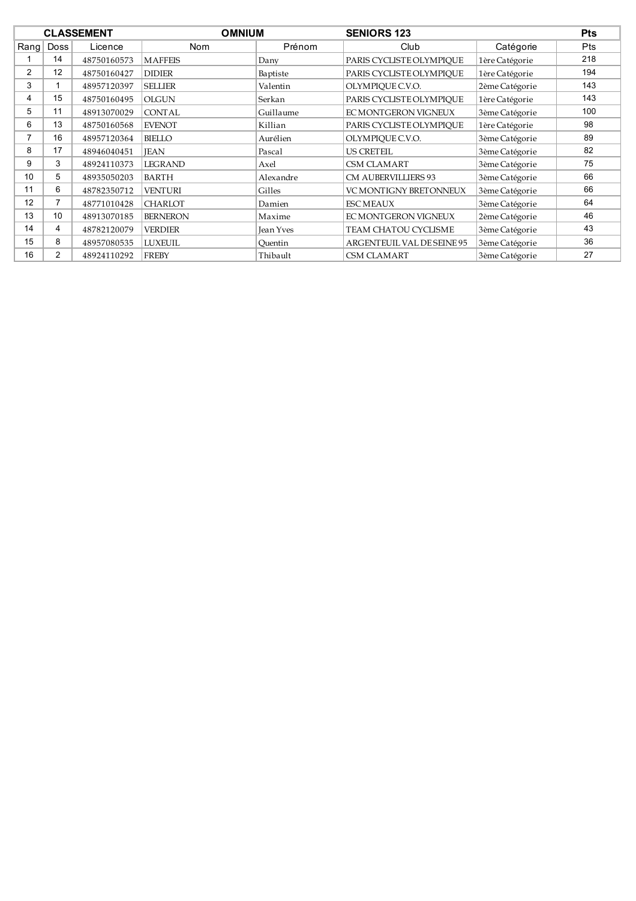| CLASSEMENT | | | OMNIUM | | SENIORS 123 | | Pts |
|---|---|---|---|---|---|---|---|
| Rang | Doss | Licence | Nom | Prénom | Club | Catégorie | Pts |
| 1 | 14 | 48750160573 | MAFFEIS | Dany | PARIS CYCLISTE OLYMPIQUE | 1ère Catégorie | 218 |
| 2 | 12 | 48750160427 | DIDIER | Baptiste | PARIS CYCLISTE OLYMPIQUE | 1ère Catégorie | 194 |
| 3 | 1 | 48957120397 | SELLIER | Valentin | OLYMPIQUE C.V.O. | 2ème Catégorie | 143 |
| 4 | 15 | 48750160495 | OLGUN | Serkan | PARIS CYCLISTE OLYMPIQUE | 1ère Catégorie | 143 |
| 5 | 11 | 48913070029 | CONTAL | Guillaume | EC MONTGERON VIGNEUX | 3ème Catégorie | 100 |
| 6 | 13 | 48750160568 | EVENOT | Killian | PARIS CYCLISTE OLYMPIQUE | 1ère Catégorie | 98 |
| 7 | 16 | 48957120364 | BIELLO | Aurélien | OLYMPIQUE C.V.O. | 3ème Catégorie | 89 |
| 8 | 17 | 48946040451 | JEAN | Pascal | US CRETEIL | 3ème Catégorie | 82 |
| 9 | 3 | 48924110373 | LEGRAND | Axel | CSM CLAMART | 3ème Catégorie | 75 |
| 10 | 5 | 48935050203 | BARTH | Alexandre | CM AUBERVILLIERS 93 | 3ème Catégorie | 66 |
| 11 | 6 | 48782350712 | VENTURI | Gilles | VC MONTIGNY BRETONNEUX | 3ème Catégorie | 66 |
| 12 | 7 | 48771010428 | CHARLOT | Damien | ESC MEAUX | 3ème Catégorie | 64 |
| 13 | 10 | 48913070185 | BERNERON | Maxime | EC MONTGERON VIGNEUX | 2ème Catégorie | 46 |
| 14 | 4 | 48782120079 | VERDIER | Jean Yves | TEAM CHATOU CYCLISME | 3ème Catégorie | 43 |
| 15 | 8 | 48957080535 | LUXEUIL | Quentin | ARGENTEUIL VAL DE SEINE 95 | 3ème Catégorie | 36 |
| 16 | 2 | 48924110292 | FREBY | Thibault | CSM CLAMART | 3ème Catégorie | 27 |